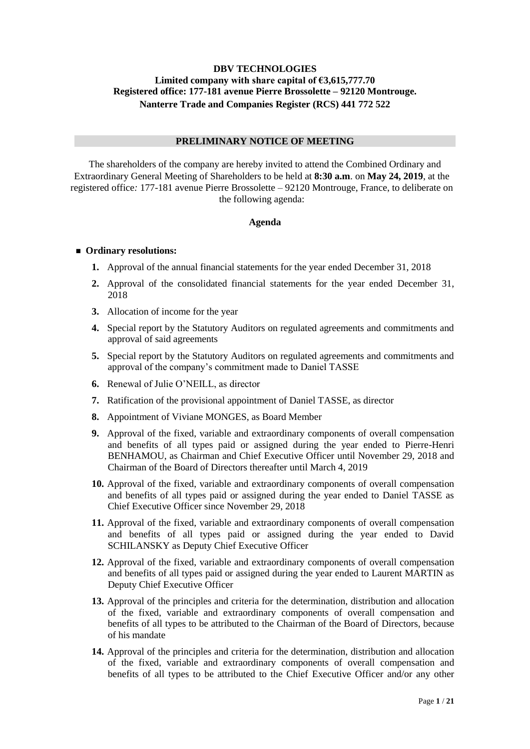**DBV TECHNOLOGIES**
**Limited company with share capital of €3,615,777.70**
**Registered office: 177-181 avenue Pierre Brossolette – 92120 Montrouge.**
**Nanterre Trade and Companies Register (RCS) 441 772 522**

## PRELIMINARY NOTICE OF MEETING

The shareholders of the company are hereby invited to attend the Combined Ordinary and Extraordinary General Meeting of Shareholders to be held at **8:30 a.m**. on **May 24, 2019**, at the registered office*:* 177-181 avenue Pierre Brossolette – 92120 Montrouge, France, to deliberate on the following agenda:

### Agenda

- **Ordinary resolutions:**

1. Approval of the annual financial statements for the year ended December 31, 2018
2. Approval of the consolidated financial statements for the year ended December 31, 2018
3. Allocation of income for the year
4. Special report by the Statutory Auditors on regulated agreements and commitments and approval of said agreements
5. Special report by the Statutory Auditors on regulated agreements and commitments and approval of the company's commitment made to Daniel TASSE
6. Renewal of Julie O'NEILL, as director
7. Ratification of the provisional appointment of Daniel TASSE, as director
8. Appointment of Viviane MONGES, as Board Member
9. Approval of the fixed, variable and extraordinary components of overall compensation and benefits of all types paid or assigned during the year ended to Pierre-Henri BENHAMOU, as Chairman and Chief Executive Officer until November 29, 2018 and Chairman of the Board of Directors thereafter until March 4, 2019
10. Approval of the fixed, variable and extraordinary components of overall compensation and benefits of all types paid or assigned during the year ended to Daniel TASSE as Chief Executive Officer since November 29, 2018
11. Approval of the fixed, variable and extraordinary components of overall compensation and benefits of all types paid or assigned during the year ended to David SCHILANSKY as Deputy Chief Executive Officer
12. Approval of the fixed, variable and extraordinary components of overall compensation and benefits of all types paid or assigned during the year ended to Laurent MARTIN as Deputy Chief Executive Officer
13. Approval of the principles and criteria for the determination, distribution and allocation of the fixed, variable and extraordinary components of overall compensation and benefits of all types to be attributed to the Chairman of the Board of Directors, because of his mandate
14. Approval of the principles and criteria for the determination, distribution and allocation of the fixed, variable and extraordinary components of overall compensation and benefits of all types to be attributed to the Chief Executive Officer and/or any other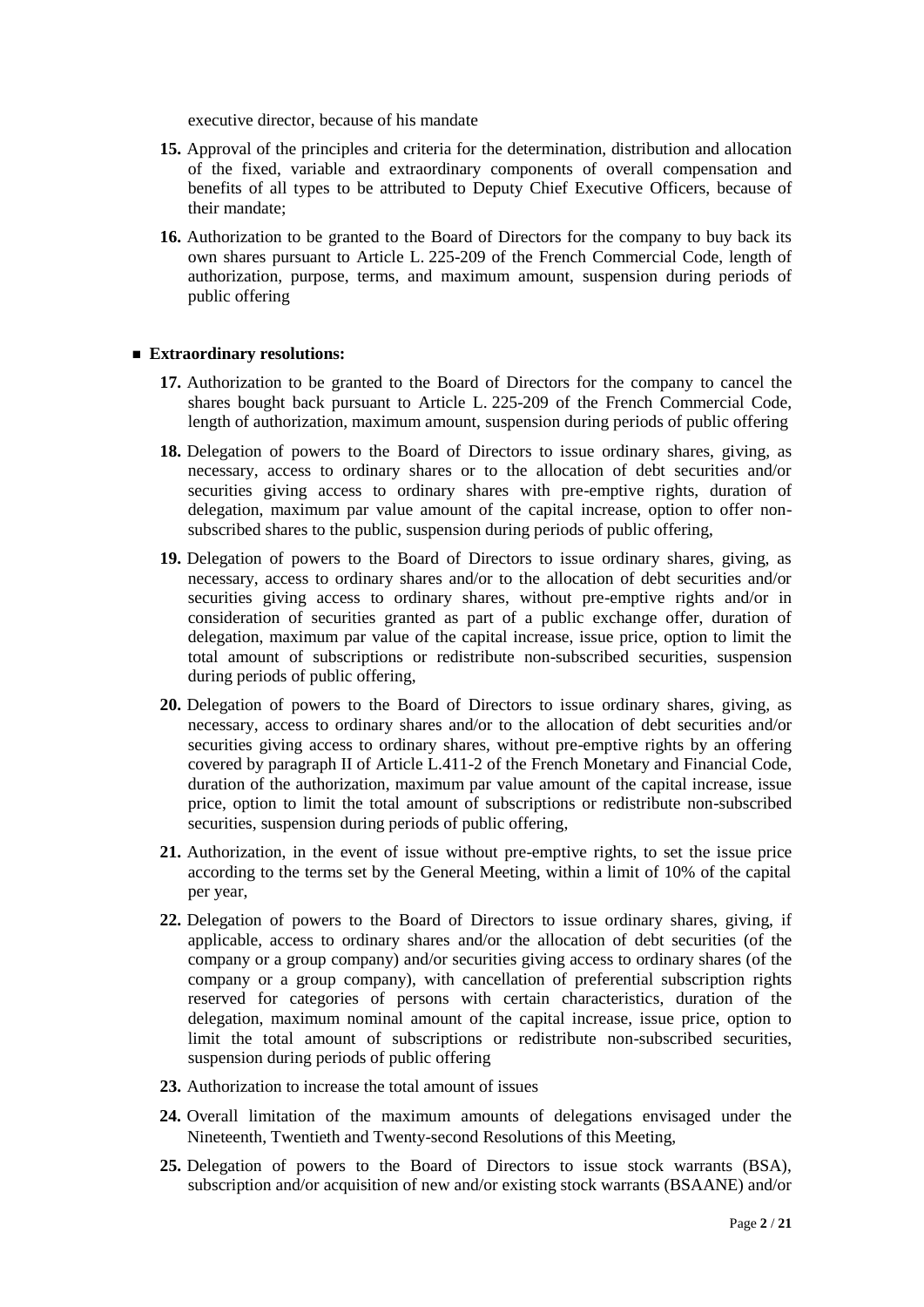executive director, because of his mandate

15. Approval of the principles and criteria for the determination, distribution and allocation of the fixed, variable and extraordinary components of overall compensation and benefits of all types to be attributed to Deputy Chief Executive Officers, because of their mandate;

16. Authorization to be granted to the Board of Directors for the company to buy back its own shares pursuant to Article L. 225-209 of the French Commercial Code, length of authorization, purpose, terms, and maximum amount, suspension during periods of public offering

- **Extraordinary resolutions:**

17. Authorization to be granted to the Board of Directors for the company to cancel the shares bought back pursuant to Article L. 225-209 of the French Commercial Code, length of authorization, maximum amount, suspension during periods of public offering

18. Delegation of powers to the Board of Directors to issue ordinary shares, giving, as necessary, access to ordinary shares or to the allocation of debt securities and/or securities giving access to ordinary shares with pre-emptive rights, duration of delegation, maximum par value amount of the capital increase, option to offer non-subscribed shares to the public, suspension during periods of public offering,

19. Delegation of powers to the Board of Directors to issue ordinary shares, giving, as necessary, access to ordinary shares and/or to the allocation of debt securities and/or securities giving access to ordinary shares, without pre-emptive rights and/or in consideration of securities granted as part of a public exchange offer, duration of delegation, maximum par value of the capital increase, issue price, option to limit the total amount of subscriptions or redistribute non-subscribed securities, suspension during periods of public offering,

20. Delegation of powers to the Board of Directors to issue ordinary shares, giving, as necessary, access to ordinary shares and/or to the allocation of debt securities and/or securities giving access to ordinary shares, without pre-emptive rights by an offering covered by paragraph II of Article L.411-2 of the French Monetary and Financial Code, duration of the authorization, maximum par value amount of the capital increase, issue price, option to limit the total amount of subscriptions or redistribute non-subscribed securities, suspension during periods of public offering,

21. Authorization, in the event of issue without pre-emptive rights, to set the issue price according to the terms set by the General Meeting, within a limit of 10% of the capital per year,

22. Delegation of powers to the Board of Directors to issue ordinary shares, giving, if applicable, access to ordinary shares and/or the allocation of debt securities (of the company or a group company) and/or securities giving access to ordinary shares (of the company or a group company), with cancellation of preferential subscription rights reserved for categories of persons with certain characteristics, duration of the delegation, maximum nominal amount of the capital increase, issue price, option to limit the total amount of subscriptions or redistribute non-subscribed securities, suspension during periods of public offering

23. Authorization to increase the total amount of issues

24. Overall limitation of the maximum amounts of delegations envisaged under the Nineteenth, Twentieth and Twenty-second Resolutions of this Meeting,

25. Delegation of powers to the Board of Directors to issue stock warrants (BSA), subscription and/or acquisition of new and/or existing stock warrants (BSAANE) and/or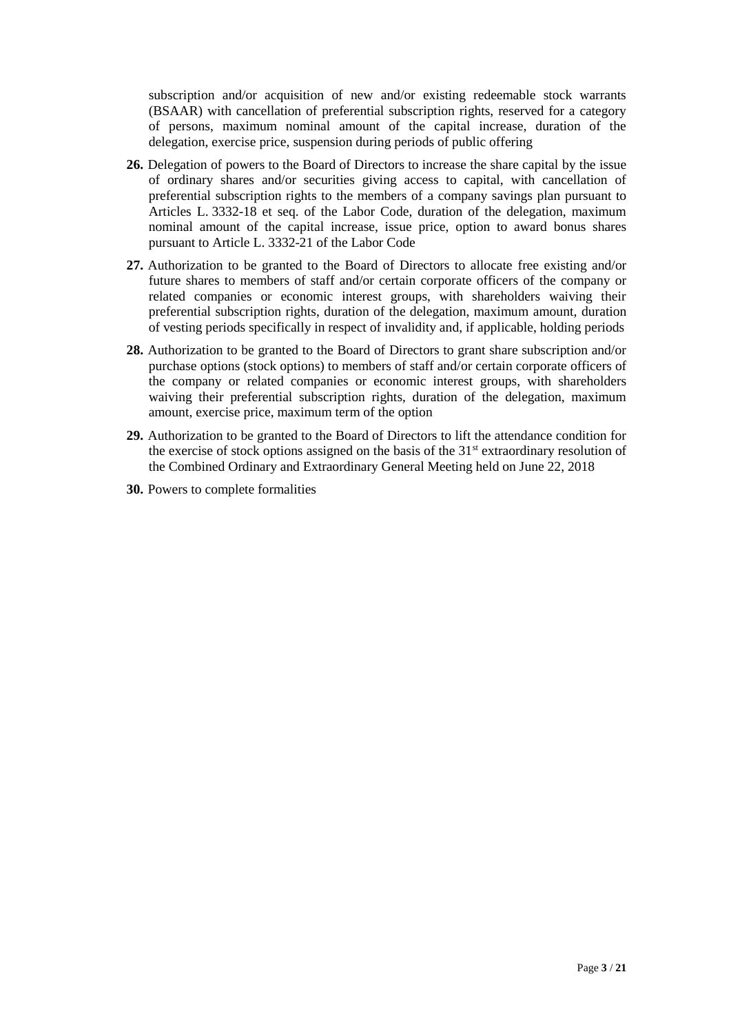subscription and/or acquisition of new and/or existing redeemable stock warrants (BSAAR) with cancellation of preferential subscription rights, reserved for a category of persons, maximum nominal amount of the capital increase, duration of the delegation, exercise price, suspension during periods of public offering

**26.** Delegation of powers to the Board of Directors to increase the share capital by the issue of ordinary shares and/or securities giving access to capital, with cancellation of preferential subscription rights to the members of a company savings plan pursuant to Articles L. 3332-18 et seq. of the Labor Code, duration of the delegation, maximum nominal amount of the capital increase, issue price, option to award bonus shares pursuant to Article L. 3332-21 of the Labor Code

**27.** Authorization to be granted to the Board of Directors to allocate free existing and/or future shares to members of staff and/or certain corporate officers of the company or related companies or economic interest groups, with shareholders waiving their preferential subscription rights, duration of the delegation, maximum amount, duration of vesting periods specifically in respect of invalidity and, if applicable, holding periods

**28.** Authorization to be granted to the Board of Directors to grant share subscription and/or purchase options (stock options) to members of staff and/or certain corporate officers of the company or related companies or economic interest groups, with shareholders waiving their preferential subscription rights, duration of the delegation, maximum amount, exercise price, maximum term of the option

**29.** Authorization to be granted to the Board of Directors to lift the attendance condition for the exercise of stock options assigned on the basis of the 31st extraordinary resolution of the Combined Ordinary and Extraordinary General Meeting held on June 22, 2018

**30.** Powers to complete formalities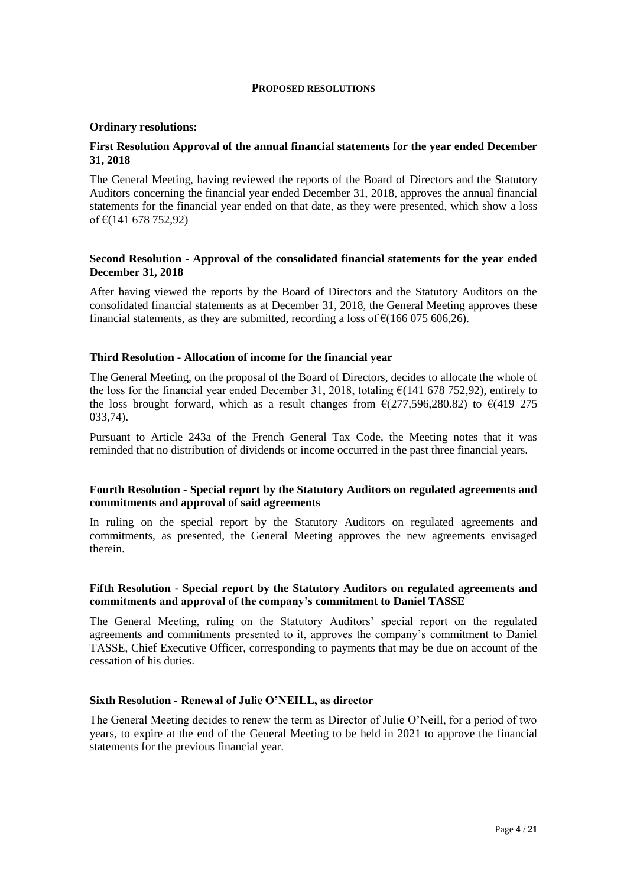## PROPOSED RESOLUTIONS

**Ordinary resolutions:**

### First Resolution Approval of the annual financial statements for the year ended December 31, 2018

The General Meeting, having reviewed the reports of the Board of Directors and the Statutory Auditors concerning the financial year ended December 31, 2018, approves the annual financial statements for the financial year ended on that date, as they were presented, which show a loss of €(141 678 752,92)

### Second Resolution - Approval of the consolidated financial statements for the year ended December 31, 2018

After having viewed the reports by the Board of Directors and the Statutory Auditors on the consolidated financial statements as at December 31, 2018, the General Meeting approves these financial statements, as they are submitted, recording a loss of €(166 075 606,26).

### Third Resolution - Allocation of income for the financial year

The General Meeting, on the proposal of the Board of Directors, decides to allocate the whole of the loss for the financial year ended December 31, 2018, totaling €(141 678 752,92), entirely to the loss brought forward, which as a result changes from €(277,596,280.82) to €(419 275 033,74).

Pursuant to Article 243a of the French General Tax Code, the Meeting notes that it was reminded that no distribution of dividends or income occurred in the past three financial years.

### Fourth Resolution - Special report by the Statutory Auditors on regulated agreements and commitments and approval of said agreements

In ruling on the special report by the Statutory Auditors on regulated agreements and commitments, as presented, the General Meeting approves the new agreements envisaged therein.

### Fifth Resolution - Special report by the Statutory Auditors on regulated agreements and commitments and approval of the company's commitment to Daniel TASSE

The General Meeting, ruling on the Statutory Auditors' special report on the regulated agreements and commitments presented to it, approves the company's commitment to Daniel TASSE, Chief Executive Officer, corresponding to payments that may be due on account of the cessation of his duties.

### Sixth Resolution - Renewal of Julie O'NEILL, as director

The General Meeting decides to renew the term as Director of Julie O'Neill, for a period of two years, to expire at the end of the General Meeting to be held in 2021 to approve the financial statements for the previous financial year.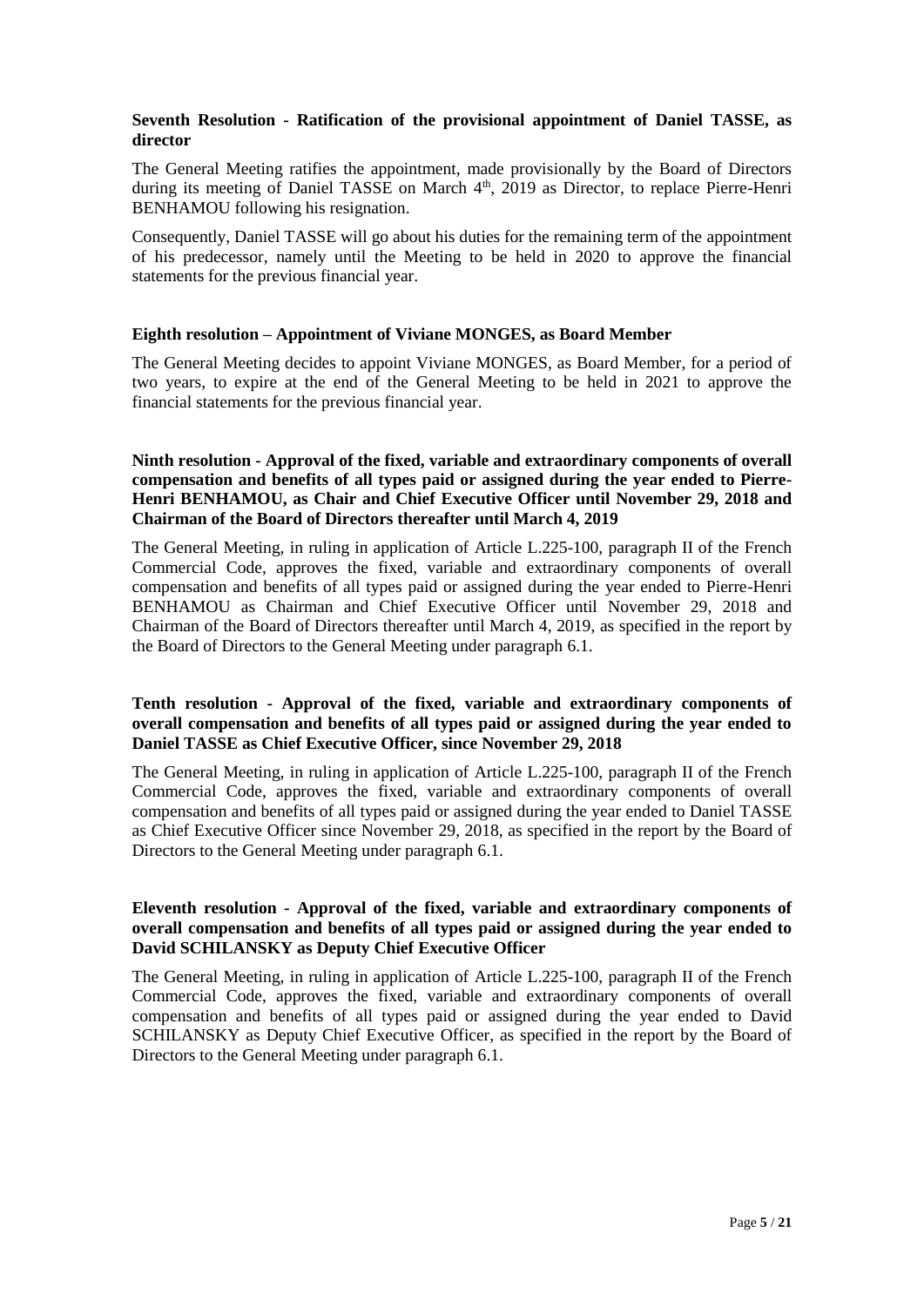**Seventh Resolution - Ratification of the provisional appointment of Daniel TASSE, as director**

The General Meeting ratifies the appointment, made provisionally by the Board of Directors during its meeting of Daniel TASSE on March 4th, 2019 as Director, to replace Pierre-Henri BENHAMOU following his resignation.

Consequently, Daniel TASSE will go about his duties for the remaining term of the appointment of his predecessor, namely until the Meeting to be held in 2020 to approve the financial statements for the previous financial year.

**Eighth resolution – Appointment of Viviane MONGES, as Board Member**

The General Meeting decides to appoint Viviane MONGES, as Board Member, for a period of two years, to expire at the end of the General Meeting to be held in 2021 to approve the financial statements for the previous financial year.

**Ninth resolution - Approval of the fixed, variable and extraordinary components of overall compensation and benefits of all types paid or assigned during the year ended to Pierre-Henri BENHAMOU, as Chair and Chief Executive Officer until November 29, 2018 and Chairman of the Board of Directors thereafter until March 4, 2019**

The General Meeting, in ruling in application of Article L.225-100, paragraph II of the French Commercial Code, approves the fixed, variable and extraordinary components of overall compensation and benefits of all types paid or assigned during the year ended to Pierre-Henri BENHAMOU as Chairman and Chief Executive Officer until November 29, 2018 and Chairman of the Board of Directors thereafter until March 4, 2019, as specified in the report by the Board of Directors to the General Meeting under paragraph 6.1.

**Tenth resolution - Approval of the fixed, variable and extraordinary components of overall compensation and benefits of all types paid or assigned during the year ended to Daniel TASSE as Chief Executive Officer, since November 29, 2018**

The General Meeting, in ruling in application of Article L.225-100, paragraph II of the French Commercial Code, approves the fixed, variable and extraordinary components of overall compensation and benefits of all types paid or assigned during the year ended to Daniel TASSE as Chief Executive Officer since November 29, 2018, as specified in the report by the Board of Directors to the General Meeting under paragraph 6.1.

**Eleventh resolution - Approval of the fixed, variable and extraordinary components of overall compensation and benefits of all types paid or assigned during the year ended to David SCHILANSKY as Deputy Chief Executive Officer**

The General Meeting, in ruling in application of Article L.225-100, paragraph II of the French Commercial Code, approves the fixed, variable and extraordinary components of overall compensation and benefits of all types paid or assigned during the year ended to David SCHILANSKY as Deputy Chief Executive Officer, as specified in the report by the Board of Directors to the General Meeting under paragraph 6.1.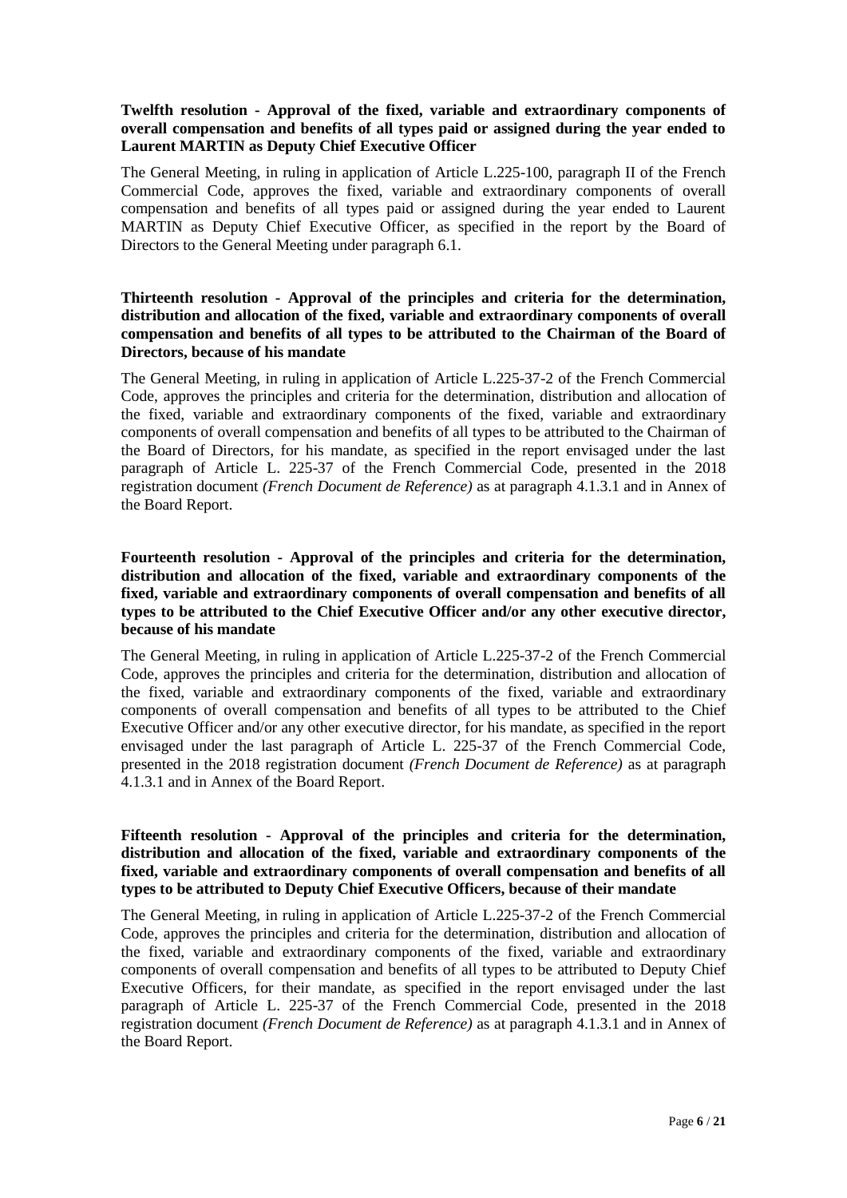**Twelfth resolution - Approval of the fixed, variable and extraordinary components of overall compensation and benefits of all types paid or assigned during the year ended to Laurent MARTIN as Deputy Chief Executive Officer**

The General Meeting, in ruling in application of Article L.225-100, paragraph II of the French Commercial Code, approves the fixed, variable and extraordinary components of overall compensation and benefits of all types paid or assigned during the year ended to Laurent MARTIN as Deputy Chief Executive Officer, as specified in the report by the Board of Directors to the General Meeting under paragraph 6.1.

**Thirteenth resolution - Approval of the principles and criteria for the determination, distribution and allocation of the fixed, variable and extraordinary components of overall compensation and benefits of all types to be attributed to the Chairman of the Board of Directors, because of his mandate**

The General Meeting, in ruling in application of Article L.225-37-2 of the French Commercial Code, approves the principles and criteria for the determination, distribution and allocation of the fixed, variable and extraordinary components of the fixed, variable and extraordinary components of overall compensation and benefits of all types to be attributed to the Chairman of the Board of Directors, for his mandate, as specified in the report envisaged under the last paragraph of Article L. 225-37 of the French Commercial Code, presented in the 2018 registration document *(French Document de Reference)* as at paragraph 4.1.3.1 and in Annex of the Board Report.

**Fourteenth resolution - Approval of the principles and criteria for the determination, distribution and allocation of the fixed, variable and extraordinary components of the fixed, variable and extraordinary components of overall compensation and benefits of all types to be attributed to the Chief Executive Officer and/or any other executive director, because of his mandate**

The General Meeting, in ruling in application of Article L.225-37-2 of the French Commercial Code, approves the principles and criteria for the determination, distribution and allocation of the fixed, variable and extraordinary components of the fixed, variable and extraordinary components of overall compensation and benefits of all types to be attributed to the Chief Executive Officer and/or any other executive director, for his mandate, as specified in the report envisaged under the last paragraph of Article L. 225-37 of the French Commercial Code, presented in the 2018 registration document *(French Document de Reference)* as at paragraph 4.1.3.1 and in Annex of the Board Report.

**Fifteenth resolution - Approval of the principles and criteria for the determination, distribution and allocation of the fixed, variable and extraordinary components of the fixed, variable and extraordinary components of overall compensation and benefits of all types to be attributed to Deputy Chief Executive Officers, because of their mandate**

The General Meeting, in ruling in application of Article L.225-37-2 of the French Commercial Code, approves the principles and criteria for the determination, distribution and allocation of the fixed, variable and extraordinary components of the fixed, variable and extraordinary components of overall compensation and benefits of all types to be attributed to Deputy Chief Executive Officers, for their mandate, as specified in the report envisaged under the last paragraph of Article L. 225-37 of the French Commercial Code, presented in the 2018 registration document *(French Document de Reference)* as at paragraph 4.1.3.1 and in Annex of the Board Report.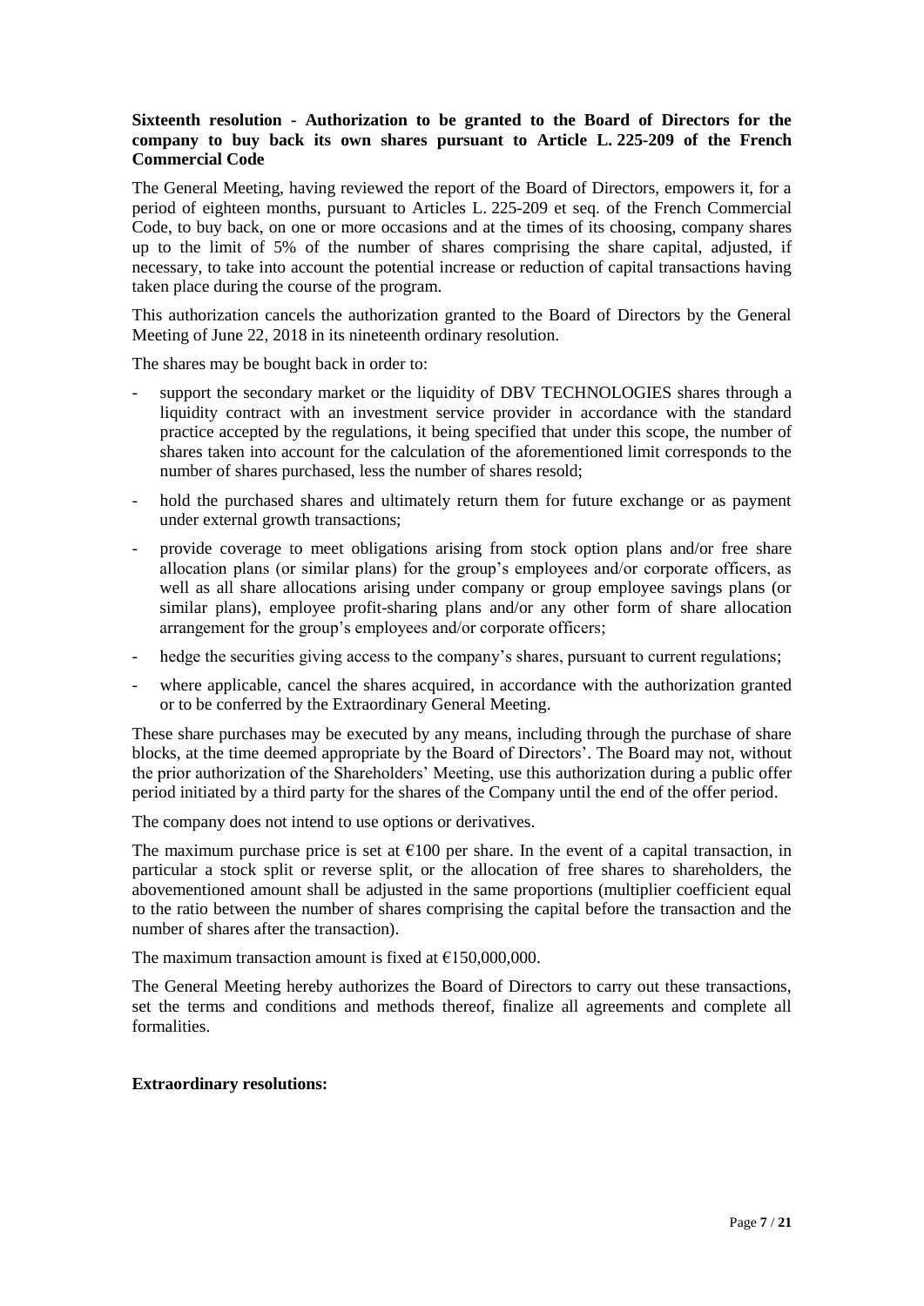**Sixteenth resolution - Authorization to be granted to the Board of Directors for the company to buy back its own shares pursuant to Article L. 225-209 of the French Commercial Code**

The General Meeting, having reviewed the report of the Board of Directors, empowers it, for a period of eighteen months, pursuant to Articles L. 225-209 et seq. of the French Commercial Code, to buy back, on one or more occasions and at the times of its choosing, company shares up to the limit of 5% of the number of shares comprising the share capital, adjusted, if necessary, to take into account the potential increase or reduction of capital transactions having taken place during the course of the program.

This authorization cancels the authorization granted to the Board of Directors by the General Meeting of June 22, 2018 in its nineteenth ordinary resolution.

The shares may be bought back in order to:

- support the secondary market or the liquidity of DBV TECHNOLOGIES shares through a liquidity contract with an investment service provider in accordance with the standard practice accepted by the regulations, it being specified that under this scope, the number of shares taken into account for the calculation of the aforementioned limit corresponds to the number of shares purchased, less the number of shares resold;
- hold the purchased shares and ultimately return them for future exchange or as payment under external growth transactions;
- provide coverage to meet obligations arising from stock option plans and/or free share allocation plans (or similar plans) for the group's employees and/or corporate officers, as well as all share allocations arising under company or group employee savings plans (or similar plans), employee profit-sharing plans and/or any other form of share allocation arrangement for the group's employees and/or corporate officers;
- hedge the securities giving access to the company's shares, pursuant to current regulations;
- where applicable, cancel the shares acquired, in accordance with the authorization granted or to be conferred by the Extraordinary General Meeting.

These share purchases may be executed by any means, including through the purchase of share blocks, at the time deemed appropriate by the Board of Directors'. The Board may not, without the prior authorization of the Shareholders' Meeting, use this authorization during a public offer period initiated by a third party for the shares of the Company until the end of the offer period.

The company does not intend to use options or derivatives.

The maximum purchase price is set at €100 per share. In the event of a capital transaction, in particular a stock split or reverse split, or the allocation of free shares to shareholders, the abovementioned amount shall be adjusted in the same proportions (multiplier coefficient equal to the ratio between the number of shares comprising the capital before the transaction and the number of shares after the transaction).

The maximum transaction amount is fixed at €150,000,000.

The General Meeting hereby authorizes the Board of Directors to carry out these transactions, set the terms and conditions and methods thereof, finalize all agreements and complete all formalities.

**Extraordinary resolutions:**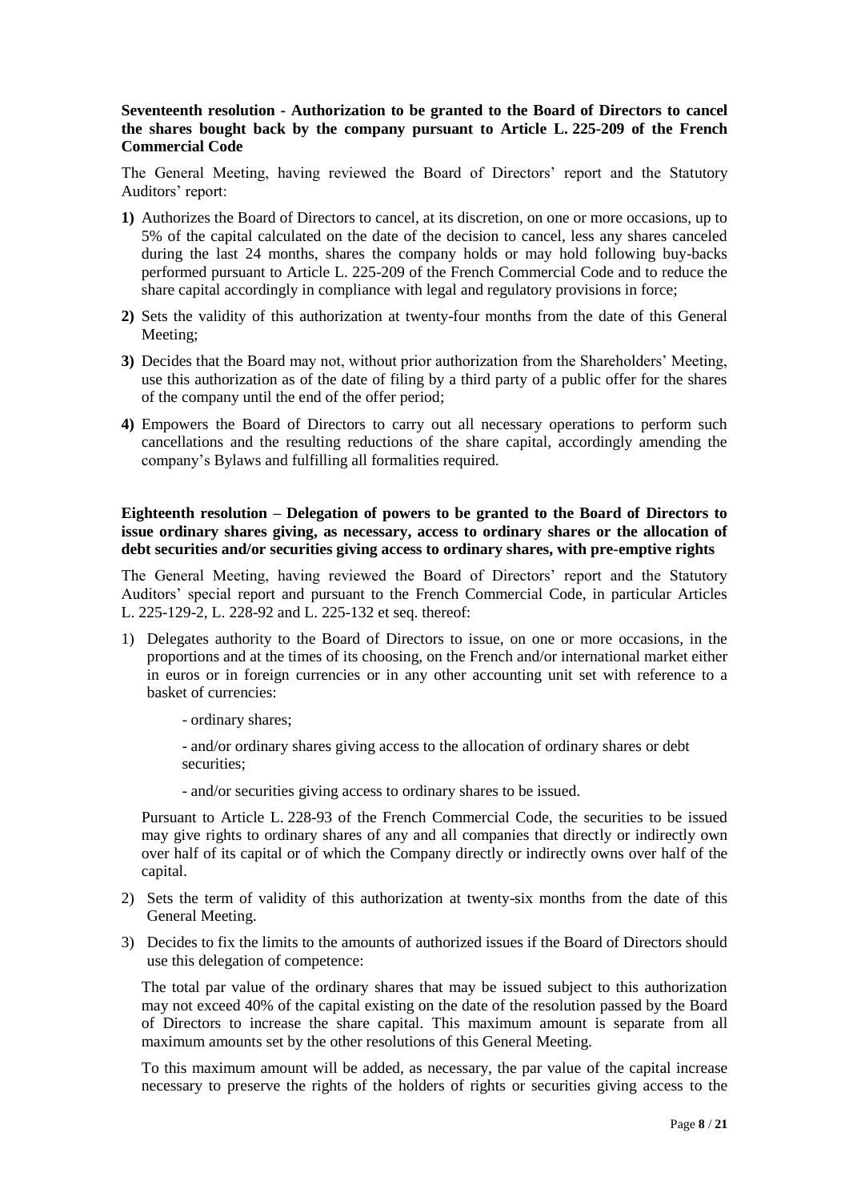**Seventeenth resolution - Authorization to be granted to the Board of Directors to cancel the shares bought back by the company pursuant to Article L. 225-209 of the French Commercial Code**

The General Meeting, having reviewed the Board of Directors' report and the Statutory Auditors' report:

**1)** Authorizes the Board of Directors to cancel, at its discretion, on one or more occasions, up to 5% of the capital calculated on the date of the decision to cancel, less any shares canceled during the last 24 months, shares the company holds or may hold following buy-backs performed pursuant to Article L. 225-209 of the French Commercial Code and to reduce the share capital accordingly in compliance with legal and regulatory provisions in force;

**2)** Sets the validity of this authorization at twenty-four months from the date of this General Meeting;

**3)** Decides that the Board may not, without prior authorization from the Shareholders' Meeting, use this authorization as of the date of filing by a third party of a public offer for the shares of the company until the end of the offer period;

**4)** Empowers the Board of Directors to carry out all necessary operations to perform such cancellations and the resulting reductions of the share capital, accordingly amending the company's Bylaws and fulfilling all formalities required.

**Eighteenth resolution – Delegation of powers to be granted to the Board of Directors to issue ordinary shares giving, as necessary, access to ordinary shares or the allocation of debt securities and/or securities giving access to ordinary shares, with pre-emptive rights**

The General Meeting, having reviewed the Board of Directors' report and the Statutory Auditors' special report and pursuant to the French Commercial Code, in particular Articles L. 225-129-2, L. 228-92 and L. 225-132 et seq. thereof:

1) Delegates authority to the Board of Directors to issue, on one or more occasions, in the proportions and at the times of its choosing, on the French and/or international market either in euros or in foreign currencies or in any other accounting unit set with reference to a basket of currencies:

   - ordinary shares;

   - and/or ordinary shares giving access to the allocation of ordinary shares or debt securities;

   - and/or securities giving access to ordinary shares to be issued.

   Pursuant to Article L. 228-93 of the French Commercial Code, the securities to be issued may give rights to ordinary shares of any and all companies that directly or indirectly own over half of its capital or of which the Company directly or indirectly owns over half of the capital.

2) Sets the term of validity of this authorization at twenty-six months from the date of this General Meeting.

3) Decides to fix the limits to the amounts of authorized issues if the Board of Directors should use this delegation of competence:

   The total par value of the ordinary shares that may be issued subject to this authorization may not exceed 40% of the capital existing on the date of the resolution passed by the Board of Directors to increase the share capital. This maximum amount is separate from all maximum amounts set by the other resolutions of this General Meeting.

   To this maximum amount will be added, as necessary, the par value of the capital increase necessary to preserve the rights of the holders of rights or securities giving access to the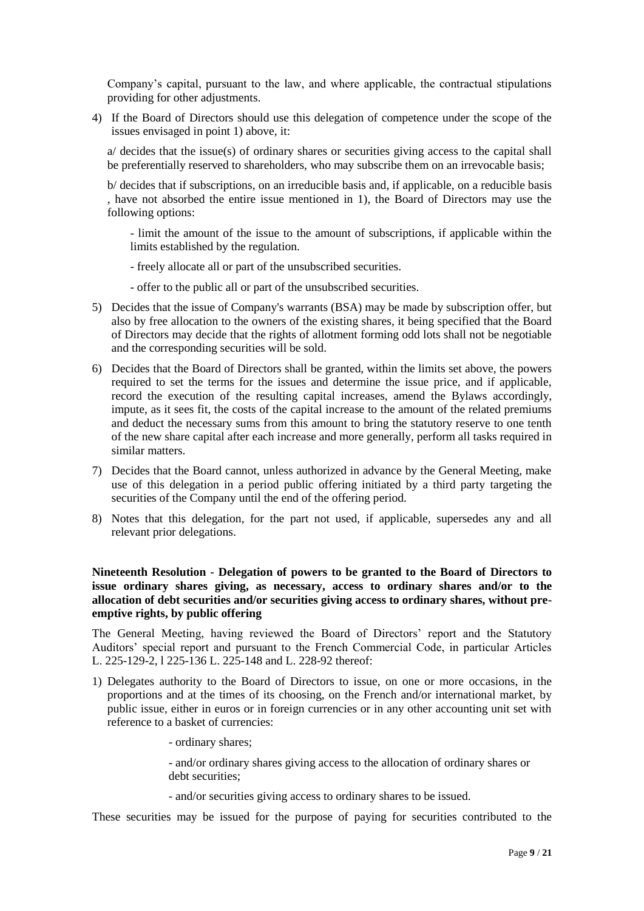Company's capital, pursuant to the law, and where applicable, the contractual stipulations providing for other adjustments.

4) If the Board of Directors should use this delegation of competence under the scope of the issues envisaged in point 1) above, it:

   a/ decides that the issue(s) of ordinary shares or securities giving access to the capital shall be preferentially reserved to shareholders, who may subscribe them on an irrevocable basis;

   b/ decides that if subscriptions, on an irreducible basis and, if applicable, on a reducible basis , have not absorbed the entire issue mentioned in 1), the Board of Directors may use the following options:

   - limit the amount of the issue to the amount of subscriptions, if applicable within the limits established by the regulation.
   - freely allocate all or part of the unsubscribed securities.
   - offer to the public all or part of the unsubscribed securities.

5) Decides that the issue of Company's warrants (BSA) may be made by subscription offer, but also by free allocation to the owners of the existing shares, it being specified that the Board of Directors may decide that the rights of allotment forming odd lots shall not be negotiable and the corresponding securities will be sold.

6) Decides that the Board of Directors shall be granted, within the limits set above, the powers required to set the terms for the issues and determine the issue price, and if applicable, record the execution of the resulting capital increases, amend the Bylaws accordingly, impute, as it sees fit, the costs of the capital increase to the amount of the related premiums and deduct the necessary sums from this amount to bring the statutory reserve to one tenth of the new share capital after each increase and more generally, perform all tasks required in similar matters.

7) Decides that the Board cannot, unless authorized in advance by the General Meeting, make use of this delegation in a period public offering initiated by a third party targeting the securities of the Company until the end of the offering period.

8) Notes that this delegation, for the part not used, if applicable, supersedes any and all relevant prior delegations.

**Nineteenth Resolution - Delegation of powers to be granted to the Board of Directors to issue ordinary shares giving, as necessary, access to ordinary shares and/or to the allocation of debt securities and/or securities giving access to ordinary shares, without pre-emptive rights, by public offering**

The General Meeting, having reviewed the Board of Directors' report and the Statutory Auditors' special report and pursuant to the French Commercial Code, in particular Articles L. 225-129-2, l 225-136 L. 225-148 and L. 228-92 thereof:

1) Delegates authority to the Board of Directors to issue, on one or more occasions, in the proportions and at the times of its choosing, on the French and/or international market, by public issue, either in euros or in foreign currencies or in any other accounting unit set with reference to a basket of currencies:

   - ordinary shares;
   - and/or ordinary shares giving access to the allocation of ordinary shares or debt securities;
   - and/or securities giving access to ordinary shares to be issued.

These securities may be issued for the purpose of paying for securities contributed to the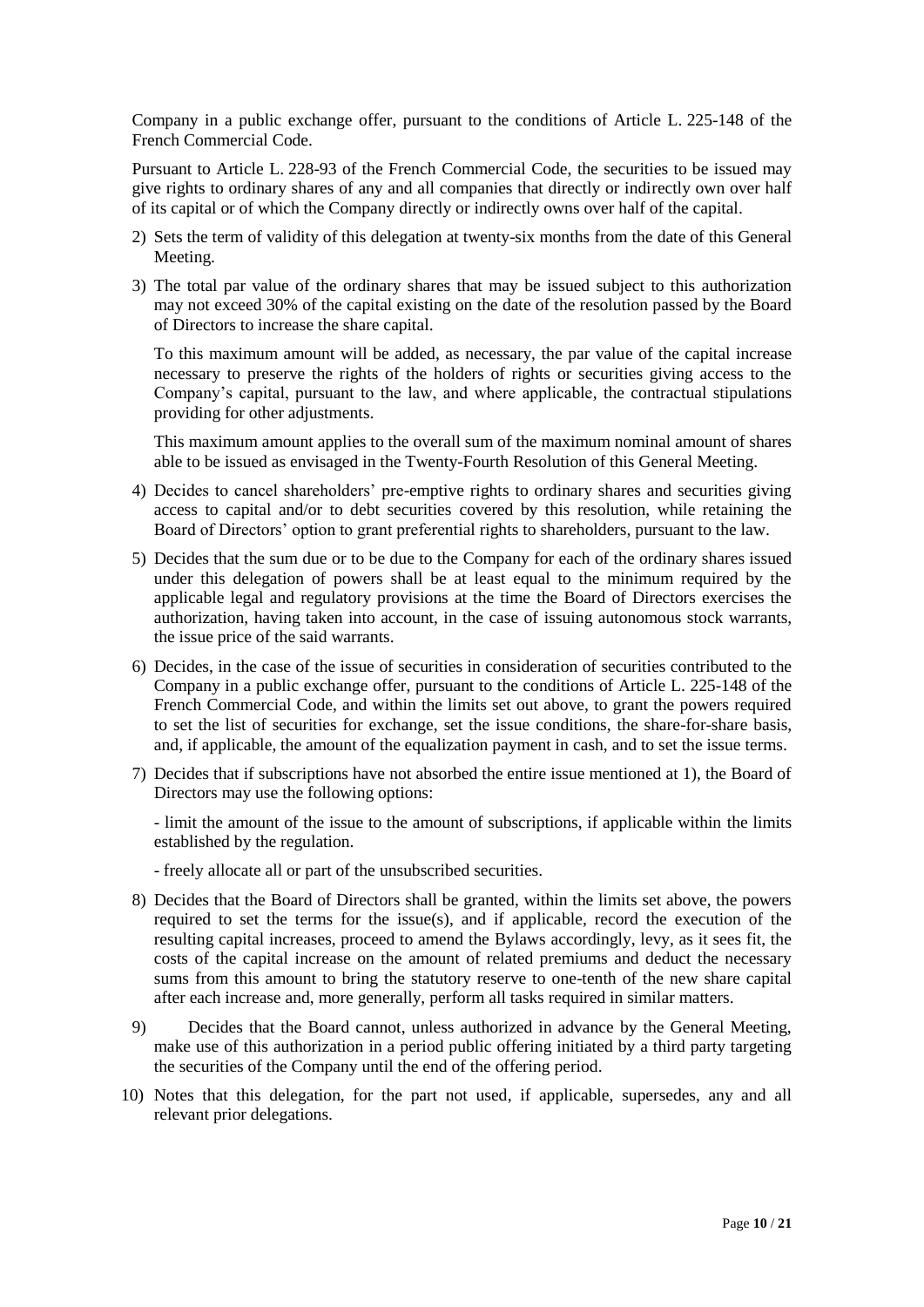Company in a public exchange offer, pursuant to the conditions of Article L. 225-148 of the French Commercial Code.

Pursuant to Article L. 228-93 of the French Commercial Code, the securities to be issued may give rights to ordinary shares of any and all companies that directly or indirectly own over half of its capital or of which the Company directly or indirectly owns over half of the capital.

2) Sets the term of validity of this delegation at twenty-six months from the date of this General Meeting.

3) The total par value of the ordinary shares that may be issued subject to this authorization may not exceed 30% of the capital existing on the date of the resolution passed by the Board of Directors to increase the share capital.

   To this maximum amount will be added, as necessary, the par value of the capital increase necessary to preserve the rights of the holders of rights or securities giving access to the Company's capital, pursuant to the law, and where applicable, the contractual stipulations providing for other adjustments.

   This maximum amount applies to the overall sum of the maximum nominal amount of shares able to be issued as envisaged in the Twenty-Fourth Resolution of this General Meeting.

4) Decides to cancel shareholders' pre-emptive rights to ordinary shares and securities giving access to capital and/or to debt securities covered by this resolution, while retaining the Board of Directors' option to grant preferential rights to shareholders, pursuant to the law.

5) Decides that the sum due or to be due to the Company for each of the ordinary shares issued under this delegation of powers shall be at least equal to the minimum required by the applicable legal and regulatory provisions at the time the Board of Directors exercises the authorization, having taken into account, in the case of issuing autonomous stock warrants, the issue price of the said warrants.

6) Decides, in the case of the issue of securities in consideration of securities contributed to the Company in a public exchange offer, pursuant to the conditions of Article L. 225-148 of the French Commercial Code, and within the limits set out above, to grant the powers required to set the list of securities for exchange, set the issue conditions, the share-for-share basis, and, if applicable, the amount of the equalization payment in cash, and to set the issue terms.

7) Decides that if subscriptions have not absorbed the entire issue mentioned at 1), the Board of Directors may use the following options:

   - limit the amount of the issue to the amount of subscriptions, if applicable within the limits established by the regulation.

   - freely allocate all or part of the unsubscribed securities.

8) Decides that the Board of Directors shall be granted, within the limits set above, the powers required to set the terms for the issue(s), and if applicable, record the execution of the resulting capital increases, proceed to amend the Bylaws accordingly, levy, as it sees fit, the costs of the capital increase on the amount of related premiums and deduct the necessary sums from this amount to bring the statutory reserve to one-tenth of the new share capital after each increase and, more generally, perform all tasks required in similar matters.

9) Decides that the Board cannot, unless authorized in advance by the General Meeting, make use of this authorization in a period public offering initiated by a third party targeting the securities of the Company until the end of the offering period.

10) Notes that this delegation, for the part not used, if applicable, supersedes, any and all relevant prior delegations.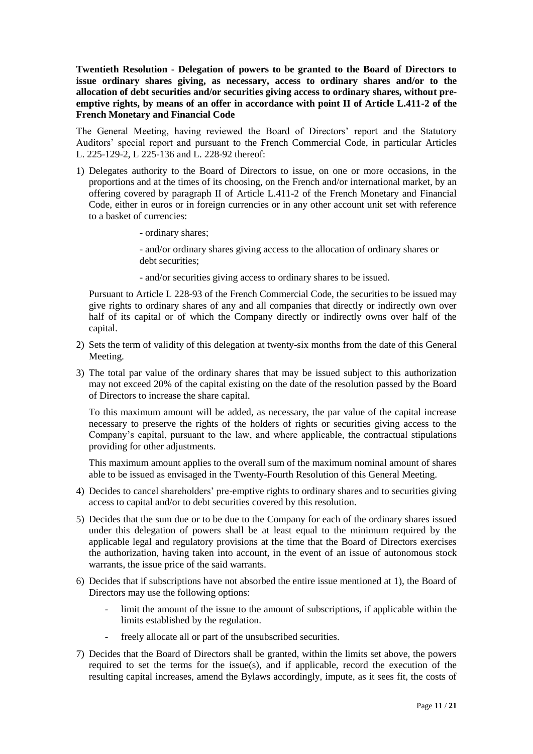**Twentieth Resolution - Delegation of powers to be granted to the Board of Directors to issue ordinary shares giving, as necessary, access to ordinary shares and/or to the allocation of debt securities and/or securities giving access to ordinary shares, without pre-emptive rights, by means of an offer in accordance with point II of Article L.411-2 of the French Monetary and Financial Code**

The General Meeting, having reviewed the Board of Directors' report and the Statutory Auditors' special report and pursuant to the French Commercial Code, in particular Articles L. 225-129-2, L 225-136 and L. 228-92 thereof:

1) Delegates authority to the Board of Directors to issue, on one or more occasions, in the proportions and at the times of its choosing, on the French and/or international market, by an offering covered by paragraph II of Article L.411-2 of the French Monetary and Financial Code, either in euros or in foreign currencies or in any other account unit set with reference to a basket of currencies:

   - ordinary shares;

   - and/or ordinary shares giving access to the allocation of ordinary shares or debt securities;

   - and/or securities giving access to ordinary shares to be issued.

   Pursuant to Article L 228-93 of the French Commercial Code, the securities to be issued may give rights to ordinary shares of any and all companies that directly or indirectly own over half of its capital or of which the Company directly or indirectly owns over half of the capital.

2) Sets the term of validity of this delegation at twenty-six months from the date of this General Meeting.

3) The total par value of the ordinary shares that may be issued subject to this authorization may not exceed 20% of the capital existing on the date of the resolution passed by the Board of Directors to increase the share capital.

   To this maximum amount will be added, as necessary, the par value of the capital increase necessary to preserve the rights of the holders of rights or securities giving access to the Company's capital, pursuant to the law, and where applicable, the contractual stipulations providing for other adjustments.

   This maximum amount applies to the overall sum of the maximum nominal amount of shares able to be issued as envisaged in the Twenty-Fourth Resolution of this General Meeting.

4) Decides to cancel shareholders' pre-emptive rights to ordinary shares and to securities giving access to capital and/or to debt securities covered by this resolution.

5) Decides that the sum due or to be due to the Company for each of the ordinary shares issued under this delegation of powers shall be at least equal to the minimum required by the applicable legal and regulatory provisions at the time that the Board of Directors exercises the authorization, having taken into account, in the event of an issue of autonomous stock warrants, the issue price of the said warrants.

6) Decides that if subscriptions have not absorbed the entire issue mentioned at 1), the Board of Directors may use the following options:

   - limit the amount of the issue to the amount of subscriptions, if applicable within the limits established by the regulation.
   - freely allocate all or part of the unsubscribed securities.

7) Decides that the Board of Directors shall be granted, within the limits set above, the powers required to set the terms for the issue(s), and if applicable, record the execution of the resulting capital increases, amend the Bylaws accordingly, impute, as it sees fit, the costs of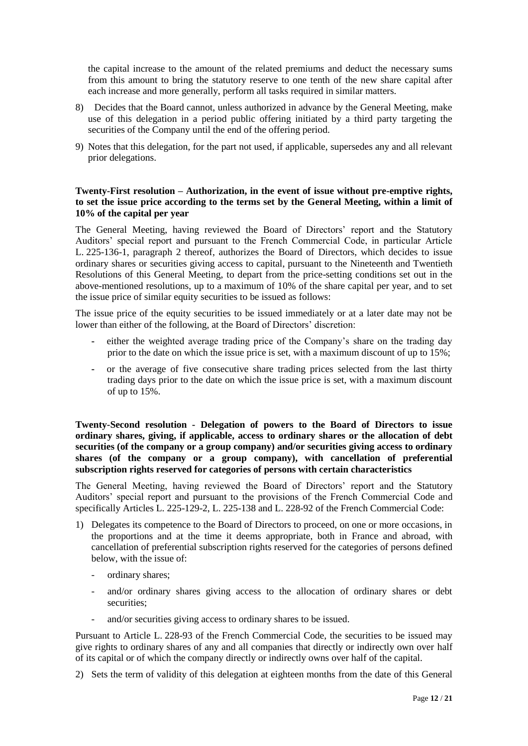the capital increase to the amount of the related premiums and deduct the necessary sums from this amount to bring the statutory reserve to one tenth of the new share capital after each increase and more generally, perform all tasks required in similar matters.

8) Decides that the Board cannot, unless authorized in advance by the General Meeting, make use of this delegation in a period public offering initiated by a third party targeting the securities of the Company until the end of the offering period.

9) Notes that this delegation, for the part not used, if applicable, supersedes any and all relevant prior delegations.

**Twenty-First resolution – Authorization, in the event of issue without pre-emptive rights, to set the issue price according to the terms set by the General Meeting, within a limit of 10% of the capital per year**

The General Meeting, having reviewed the Board of Directors' report and the Statutory Auditors' special report and pursuant to the French Commercial Code, in particular Article L. 225-136-1, paragraph 2 thereof, authorizes the Board of Directors, which decides to issue ordinary shares or securities giving access to capital, pursuant to the Nineteenth and Twentieth Resolutions of this General Meeting, to depart from the price-setting conditions set out in the above-mentioned resolutions, up to a maximum of 10% of the share capital per year, and to set the issue price of similar equity securities to be issued as follows:

The issue price of the equity securities to be issued immediately or at a later date may not be lower than either of the following, at the Board of Directors' discretion:

- either the weighted average trading price of the Company's share on the trading day prior to the date on which the issue price is set, with a maximum discount of up to 15%;
- or the average of five consecutive share trading prices selected from the last thirty trading days prior to the date on which the issue price is set, with a maximum discount of up to 15%.

**Twenty-Second resolution - Delegation of powers to the Board of Directors to issue ordinary shares, giving, if applicable, access to ordinary shares or the allocation of debt securities (of the company or a group company) and/or securities giving access to ordinary shares (of the company or a group company), with cancellation of preferential subscription rights reserved for categories of persons with certain characteristics**

The General Meeting, having reviewed the Board of Directors' report and the Statutory Auditors' special report and pursuant to the provisions of the French Commercial Code and specifically Articles L. 225-129-2, L. 225-138 and L. 228-92 of the French Commercial Code:

1) Delegates its competence to the Board of Directors to proceed, on one or more occasions, in the proportions and at the time it deems appropriate, both in France and abroad, with cancellation of preferential subscription rights reserved for the categories of persons defined below, with the issue of:
   - ordinary shares;
   - and/or ordinary shares giving access to the allocation of ordinary shares or debt securities;
   - and/or securities giving access to ordinary shares to be issued.

Pursuant to Article L. 228-93 of the French Commercial Code, the securities to be issued may give rights to ordinary shares of any and all companies that directly or indirectly own over half of its capital or of which the company directly or indirectly owns over half of the capital.

2) Sets the term of validity of this delegation at eighteen months from the date of this General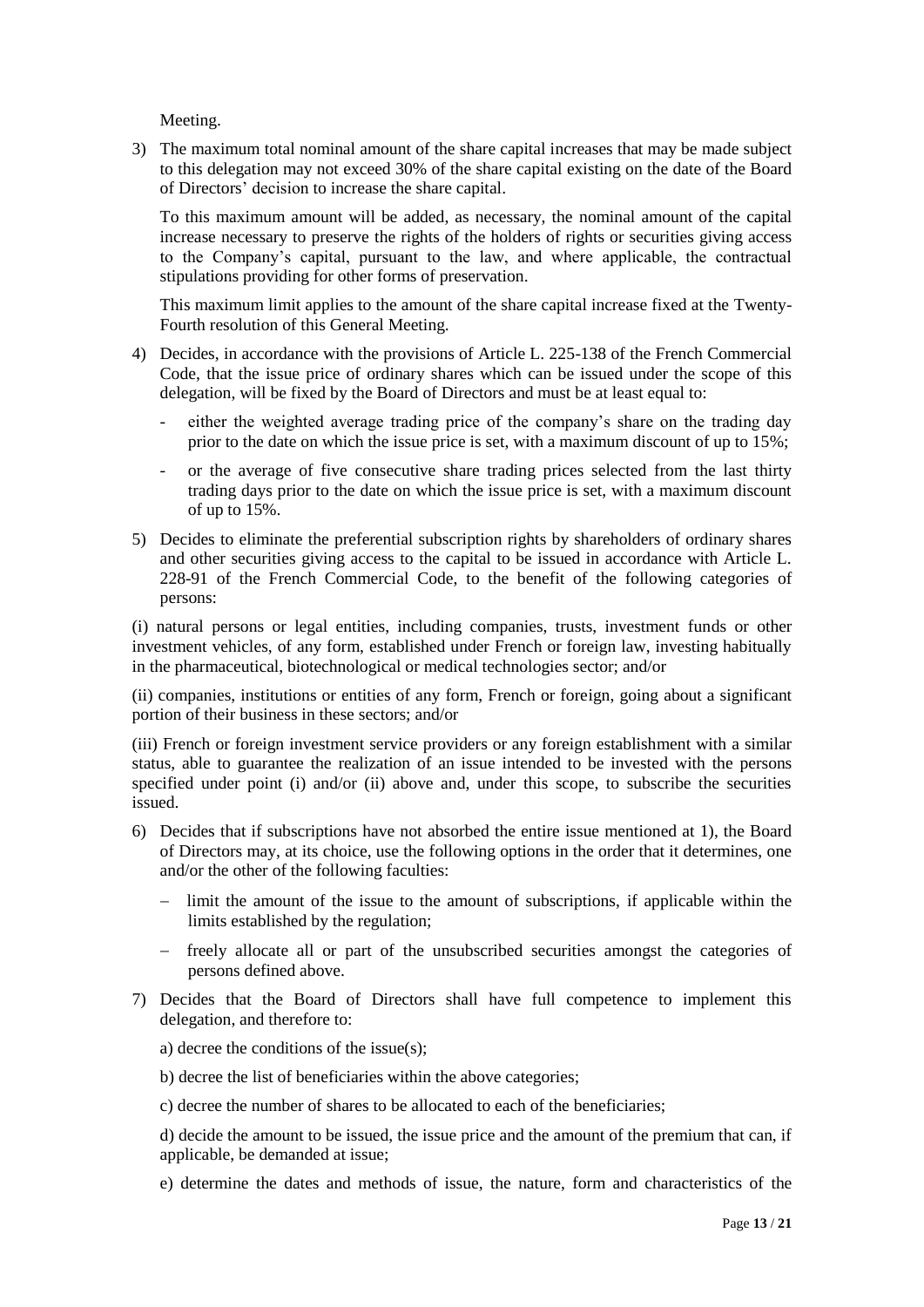Meeting.

3) The maximum total nominal amount of the share capital increases that may be made subject to this delegation may not exceed 30% of the share capital existing on the date of the Board of Directors' decision to increase the share capital.

   To this maximum amount will be added, as necessary, the nominal amount of the capital increase necessary to preserve the rights of the holders of rights or securities giving access to the Company's capital, pursuant to the law, and where applicable, the contractual stipulations providing for other forms of preservation.

   This maximum limit applies to the amount of the share capital increase fixed at the Twenty-Fourth resolution of this General Meeting.

4) Decides, in accordance with the provisions of Article L. 225-138 of the French Commercial Code, that the issue price of ordinary shares which can be issued under the scope of this delegation, will be fixed by the Board of Directors and must be at least equal to:

   - either the weighted average trading price of the company's share on the trading day prior to the date on which the issue price is set, with a maximum discount of up to 15%;
   - or the average of five consecutive share trading prices selected from the last thirty trading days prior to the date on which the issue price is set, with a maximum discount of up to 15%.

5) Decides to eliminate the preferential subscription rights by shareholders of ordinary shares and other securities giving access to the capital to be issued in accordance with Article L. 228-91 of the French Commercial Code, to the benefit of the following categories of persons:

(i) natural persons or legal entities, including companies, trusts, investment funds or other investment vehicles, of any form, established under French or foreign law, investing habitually in the pharmaceutical, biotechnological or medical technologies sector; and/or

(ii) companies, institutions or entities of any form, French or foreign, going about a significant portion of their business in these sectors; and/or

(iii) French or foreign investment service providers or any foreign establishment with a similar status, able to guarantee the realization of an issue intended to be invested with the persons specified under point (i) and/or (ii) above and, under this scope, to subscribe the securities issued.

6) Decides that if subscriptions have not absorbed the entire issue mentioned at 1), the Board of Directors may, at its choice, use the following options in the order that it determines, one and/or the other of the following faculties:

   - limit the amount of the issue to the amount of subscriptions, if applicable within the limits established by the regulation;
   - freely allocate all or part of the unsubscribed securities amongst the categories of persons defined above.

7) Decides that the Board of Directors shall have full competence to implement this delegation, and therefore to:

   a) decree the conditions of the issue(s);

   b) decree the list of beneficiaries within the above categories;

   c) decree the number of shares to be allocated to each of the beneficiaries;

   d) decide the amount to be issued, the issue price and the amount of the premium that can, if applicable, be demanded at issue;

   e) determine the dates and methods of issue, the nature, form and characteristics of the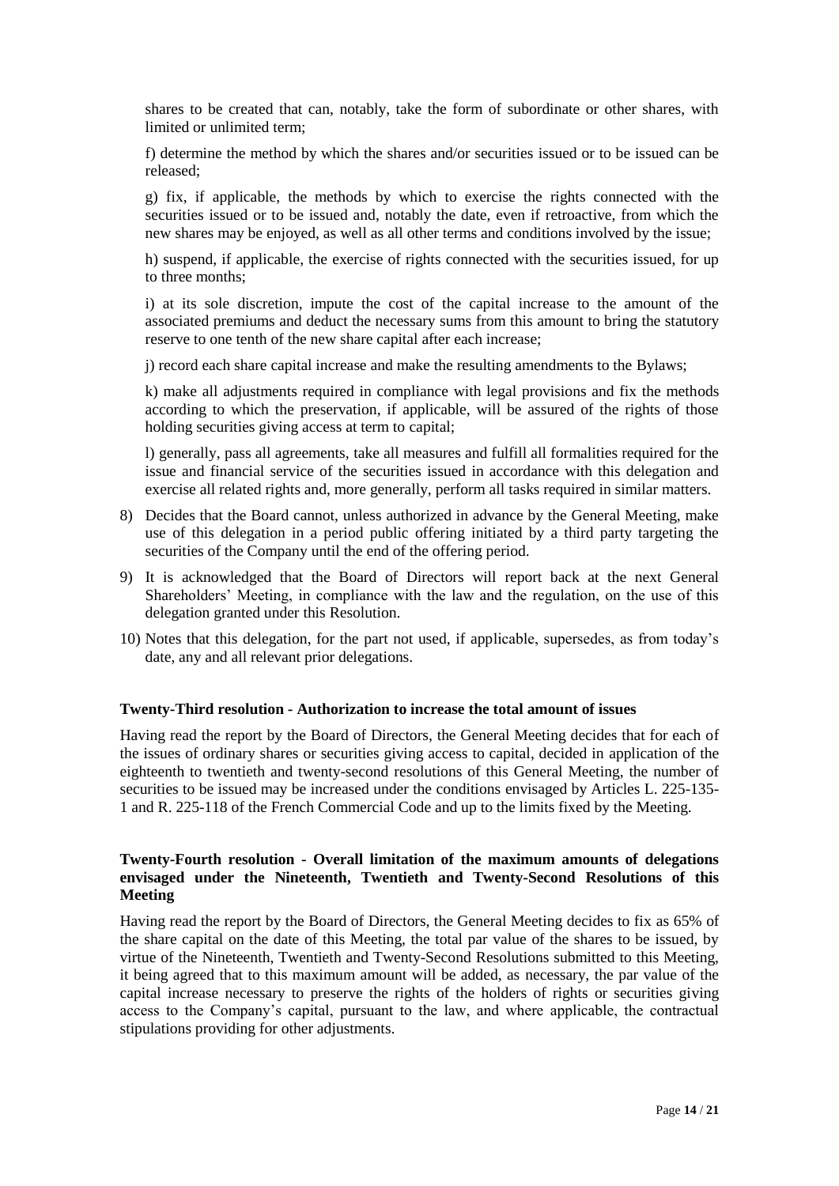shares to be created that can, notably, take the form of subordinate or other shares, with limited or unlimited term;

f) determine the method by which the shares and/or securities issued or to be issued can be released;

g) fix, if applicable, the methods by which to exercise the rights connected with the securities issued or to be issued and, notably the date, even if retroactive, from which the new shares may be enjoyed, as well as all other terms and conditions involved by the issue;

h) suspend, if applicable, the exercise of rights connected with the securities issued, for up to three months;

i) at its sole discretion, impute the cost of the capital increase to the amount of the associated premiums and deduct the necessary sums from this amount to bring the statutory reserve to one tenth of the new share capital after each increase;

j) record each share capital increase and make the resulting amendments to the Bylaws;

k) make all adjustments required in compliance with legal provisions and fix the methods according to which the preservation, if applicable, will be assured of the rights of those holding securities giving access at term to capital;

l) generally, pass all agreements, take all measures and fulfill all formalities required for the issue and financial service of the securities issued in accordance with this delegation and exercise all related rights and, more generally, perform all tasks required in similar matters.

8) Decides that the Board cannot, unless authorized in advance by the General Meeting, make use of this delegation in a period public offering initiated by a third party targeting the securities of the Company until the end of the offering period.
9) It is acknowledged that the Board of Directors will report back at the next General Shareholders' Meeting, in compliance with the law and the regulation, on the use of this delegation granted under this Resolution.
10) Notes that this delegation, for the part not used, if applicable, supersedes, as from today's date, any and all relevant prior delegations.

**Twenty-Third resolution - Authorization to increase the total amount of issues**

Having read the report by the Board of Directors, the General Meeting decides that for each of the issues of ordinary shares or securities giving access to capital, decided in application of the eighteenth to twentieth and twenty-second resolutions of this General Meeting, the number of securities to be issued may be increased under the conditions envisaged by Articles L. 225-135-1 and R. 225-118 of the French Commercial Code and up to the limits fixed by the Meeting.

**Twenty-Fourth resolution - Overall limitation of the maximum amounts of delegations envisaged under the Nineteenth, Twentieth and Twenty-Second Resolutions of this Meeting**

Having read the report by the Board of Directors, the General Meeting decides to fix as 65% of the share capital on the date of this Meeting, the total par value of the shares to be issued, by virtue of the Nineteenth, Twentieth and Twenty-Second Resolutions submitted to this Meeting, it being agreed that to this maximum amount will be added, as necessary, the par value of the capital increase necessary to preserve the rights of the holders of rights or securities giving access to the Company's capital, pursuant to the law, and where applicable, the contractual stipulations providing for other adjustments.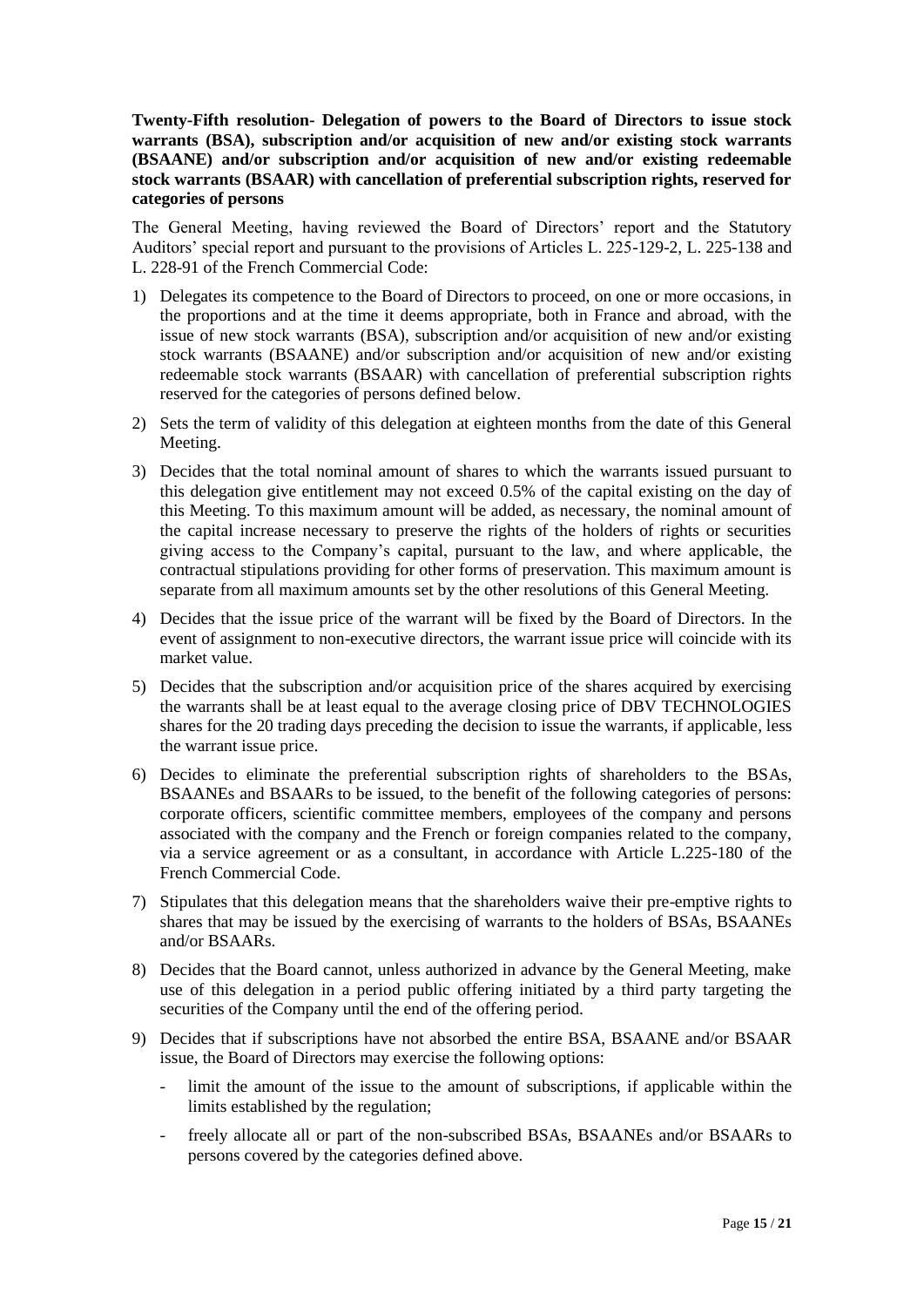**Twenty-Fifth resolution- Delegation of powers to the Board of Directors to issue stock warrants (BSA), subscription and/or acquisition of new and/or existing stock warrants (BSAANE) and/or subscription and/or acquisition of new and/or existing redeemable stock warrants (BSAAR) with cancellation of preferential subscription rights, reserved for categories of persons**

The General Meeting, having reviewed the Board of Directors' report and the Statutory Auditors' special report and pursuant to the provisions of Articles L. 225-129-2, L. 225-138 and L. 228-91 of the French Commercial Code:

1) Delegates its competence to the Board of Directors to proceed, on one or more occasions, in the proportions and at the time it deems appropriate, both in France and abroad, with the issue of new stock warrants (BSA), subscription and/or acquisition of new and/or existing stock warrants (BSAANE) and/or subscription and/or acquisition of new and/or existing redeemable stock warrants (BSAAR) with cancellation of preferential subscription rights reserved for the categories of persons defined below.

2) Sets the term of validity of this delegation at eighteen months from the date of this General Meeting.

3) Decides that the total nominal amount of shares to which the warrants issued pursuant to this delegation give entitlement may not exceed 0.5% of the capital existing on the day of this Meeting. To this maximum amount will be added, as necessary, the nominal amount of the capital increase necessary to preserve the rights of the holders of rights or securities giving access to the Company's capital, pursuant to the law, and where applicable, the contractual stipulations providing for other forms of preservation. This maximum amount is separate from all maximum amounts set by the other resolutions of this General Meeting.

4) Decides that the issue price of the warrant will be fixed by the Board of Directors. In the event of assignment to non-executive directors, the warrant issue price will coincide with its market value.

5) Decides that the subscription and/or acquisition price of the shares acquired by exercising the warrants shall be at least equal to the average closing price of DBV TECHNOLOGIES shares for the 20 trading days preceding the decision to issue the warrants, if applicable, less the warrant issue price.

6) Decides to eliminate the preferential subscription rights of shareholders to the BSAs, BSAANEs and BSAARs to be issued, to the benefit of the following categories of persons: corporate officers, scientific committee members, employees of the company and persons associated with the company and the French or foreign companies related to the company, via a service agreement or as a consultant, in accordance with Article L.225-180 of the French Commercial Code.

7) Stipulates that this delegation means that the shareholders waive their pre-emptive rights to shares that may be issued by the exercising of warrants to the holders of BSAs, BSAANEs and/or BSAARs.

8) Decides that the Board cannot, unless authorized in advance by the General Meeting, make use of this delegation in a period public offering initiated by a third party targeting the securities of the Company until the end of the offering period.

9) Decides that if subscriptions have not absorbed the entire BSA, BSAANE and/or BSAAR issue, the Board of Directors may exercise the following options:

   - limit the amount of the issue to the amount of subscriptions, if applicable within the limits established by the regulation;
   - freely allocate all or part of the non-subscribed BSAs, BSAANEs and/or BSAARs to persons covered by the categories defined above.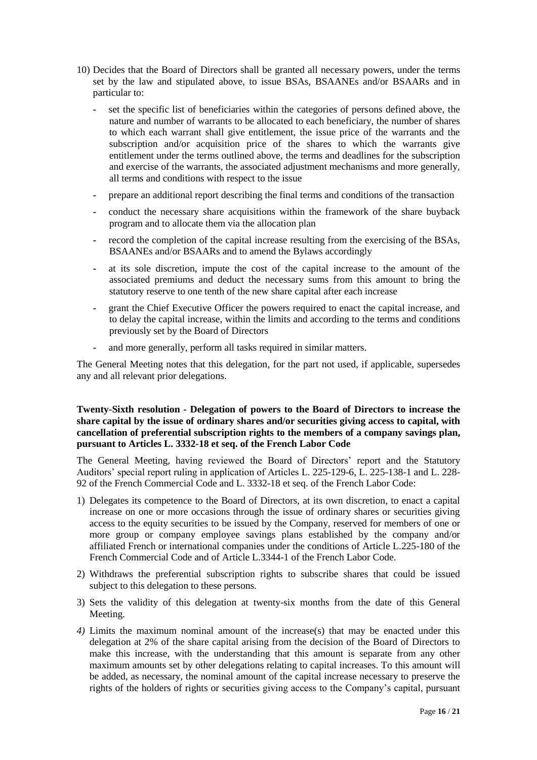10) Decides that the Board of Directors shall be granted all necessary powers, under the terms set by the law and stipulated above, to issue BSAs, BSAANEs and/or BSAARs and in particular to:

   - set the specific list of beneficiaries within the categories of persons defined above, the nature and number of warrants to be allocated to each beneficiary, the number of shares to which each warrant shall give entitlement, the issue price of the warrants and the subscription and/or acquisition price of the shares to which the warrants give entitlement under the terms outlined above, the terms and deadlines for the subscription and exercise of the warrants, the associated adjustment mechanisms and more generally, all terms and conditions with respect to the issue
   - prepare an additional report describing the final terms and conditions of the transaction
   - conduct the necessary share acquisitions within the framework of the share buyback program and to allocate them via the allocation plan
   - record the completion of the capital increase resulting from the exercising of the BSAs, BSAANEs and/or BSAARs and to amend the Bylaws accordingly
   - at its sole discretion, impute the cost of the capital increase to the amount of the associated premiums and deduct the necessary sums from this amount to bring the statutory reserve to one tenth of the new share capital after each increase
   - grant the Chief Executive Officer the powers required to enact the capital increase, and to delay the capital increase, within the limits and according to the terms and conditions previously set by the Board of Directors
   - and more generally, perform all tasks required in similar matters.

The General Meeting notes that this delegation, for the part not used, if applicable, supersedes any and all relevant prior delegations.

**Twenty-Sixth resolution - Delegation of powers to the Board of Directors to increase the share capital by the issue of ordinary shares and/or securities giving access to capital, with cancellation of preferential subscription rights to the members of a company savings plan, pursuant to Articles L. 3332-18 et seq. of the French Labor Code**

The General Meeting, having reviewed the Board of Directors' report and the Statutory Auditors' special report ruling in application of Articles L. 225-129-6, L. 225-138-1 and L. 228-92 of the French Commercial Code and L. 3332-18 et seq. of the French Labor Code:

1) Delegates its competence to the Board of Directors, at its own discretion, to enact a capital increase on one or more occasions through the issue of ordinary shares or securities giving access to the equity securities to be issued by the Company, reserved for members of one or more group or company employee savings plans established by the company and/or affiliated French or international companies under the conditions of Article L.225-180 of the French Commercial Code and of Article L.3344-1 of the French Labor Code.

2) Withdraws the preferential subscription rights to subscribe shares that could be issued subject to this delegation to these persons.

3) Sets the validity of this delegation at twenty-six months from the date of this General Meeting.

*4)* Limits the maximum nominal amount of the increase(s) that may be enacted under this delegation at 2% of the share capital arising from the decision of the Board of Directors to make this increase, with the understanding that this amount is separate from any other maximum amounts set by other delegations relating to capital increases. To this amount will be added, as necessary, the nominal amount of the capital increase necessary to preserve the rights of the holders of rights or securities giving access to the Company's capital, pursuant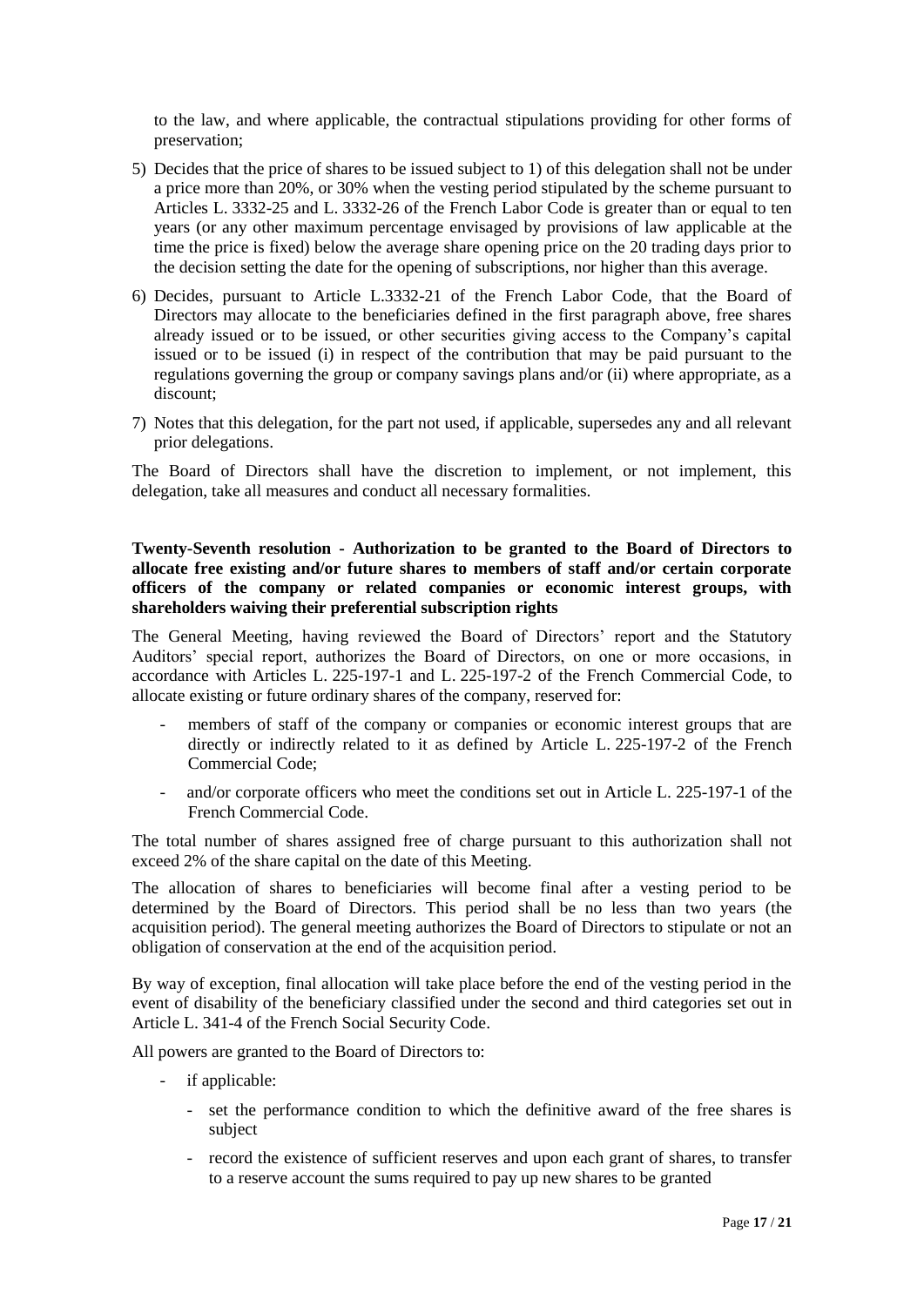to the law, and where applicable, the contractual stipulations providing for other forms of preservation;

5) Decides that the price of shares to be issued subject to 1) of this delegation shall not be under a price more than 20%, or 30% when the vesting period stipulated by the scheme pursuant to Articles L. 3332-25 and L. 3332-26 of the French Labor Code is greater than or equal to ten years (or any other maximum percentage envisaged by provisions of law applicable at the time the price is fixed) below the average share opening price on the 20 trading days prior to the decision setting the date for the opening of subscriptions, nor higher than this average.

6) Decides, pursuant to Article L.3332-21 of the French Labor Code, that the Board of Directors may allocate to the beneficiaries defined in the first paragraph above, free shares already issued or to be issued, or other securities giving access to the Company's capital issued or to be issued (i) in respect of the contribution that may be paid pursuant to the regulations governing the group or company savings plans and/or (ii) where appropriate, as a discount;

7) Notes that this delegation, for the part not used, if applicable, supersedes any and all relevant prior delegations.

The Board of Directors shall have the discretion to implement, or not implement, this delegation, take all measures and conduct all necessary formalities.

**Twenty-Seventh resolution - Authorization to be granted to the Board of Directors to allocate free existing and/or future shares to members of staff and/or certain corporate officers of the company or related companies or economic interest groups, with shareholders waiving their preferential subscription rights**

The General Meeting, having reviewed the Board of Directors' report and the Statutory Auditors' special report, authorizes the Board of Directors, on one or more occasions, in accordance with Articles L. 225-197-1 and L. 225-197-2 of the French Commercial Code, to allocate existing or future ordinary shares of the company, reserved for:

- members of staff of the company or companies or economic interest groups that are directly or indirectly related to it as defined by Article L. 225-197-2 of the French Commercial Code;
- and/or corporate officers who meet the conditions set out in Article L. 225-197-1 of the French Commercial Code.

The total number of shares assigned free of charge pursuant to this authorization shall not exceed 2% of the share capital on the date of this Meeting.

The allocation of shares to beneficiaries will become final after a vesting period to be determined by the Board of Directors. This period shall be no less than two years (the acquisition period). The general meeting authorizes the Board of Directors to stipulate or not an obligation of conservation at the end of the acquisition period.

By way of exception, final allocation will take place before the end of the vesting period in the event of disability of the beneficiary classified under the second and third categories set out in Article L. 341-4 of the French Social Security Code.

All powers are granted to the Board of Directors to:

- if applicable:
  - set the performance condition to which the definitive award of the free shares is subject
  - record the existence of sufficient reserves and upon each grant of shares, to transfer to a reserve account the sums required to pay up new shares to be granted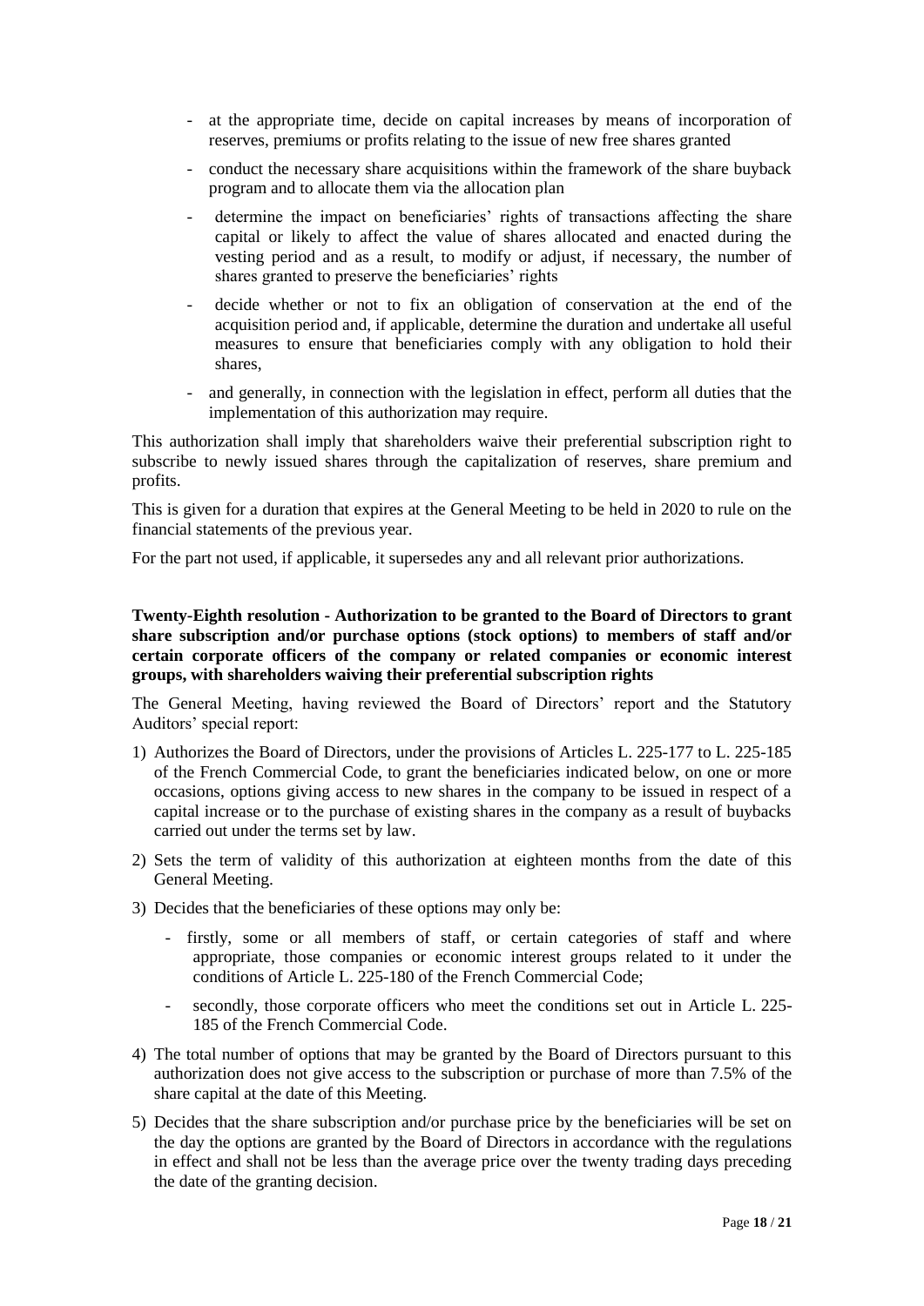- at the appropriate time, decide on capital increases by means of incorporation of reserves, premiums or profits relating to the issue of new free shares granted
- conduct the necessary share acquisitions within the framework of the share buyback program and to allocate them via the allocation plan
- determine the impact on beneficiaries' rights of transactions affecting the share capital or likely to affect the value of shares allocated and enacted during the vesting period and as a result, to modify or adjust, if necessary, the number of shares granted to preserve the beneficiaries' rights
- decide whether or not to fix an obligation of conservation at the end of the acquisition period and, if applicable, determine the duration and undertake all useful measures to ensure that beneficiaries comply with any obligation to hold their shares,
- and generally, in connection with the legislation in effect, perform all duties that the implementation of this authorization may require.

This authorization shall imply that shareholders waive their preferential subscription right to subscribe to newly issued shares through the capitalization of reserves, share premium and profits.

This is given for a duration that expires at the General Meeting to be held in 2020 to rule on the financial statements of the previous year.

For the part not used, if applicable, it supersedes any and all relevant prior authorizations.

**Twenty-Eighth resolution - Authorization to be granted to the Board of Directors to grant share subscription and/or purchase options (stock options) to members of staff and/or certain corporate officers of the company or related companies or economic interest groups, with shareholders waiving their preferential subscription rights**

The General Meeting, having reviewed the Board of Directors' report and the Statutory Auditors' special report:

1) Authorizes the Board of Directors, under the provisions of Articles L. 225-177 to L. 225-185 of the French Commercial Code, to grant the beneficiaries indicated below, on one or more occasions, options giving access to new shares in the company to be issued in respect of a capital increase or to the purchase of existing shares in the company as a result of buybacks carried out under the terms set by law.
2) Sets the term of validity of this authorization at eighteen months from the date of this General Meeting.
3) Decides that the beneficiaries of these options may only be:
   - firstly, some or all members of staff, or certain categories of staff and where appropriate, those companies or economic interest groups related to it under the conditions of Article L. 225-180 of the French Commercial Code;
   - secondly, those corporate officers who meet the conditions set out in Article L. 225-185 of the French Commercial Code.
4) The total number of options that may be granted by the Board of Directors pursuant to this authorization does not give access to the subscription or purchase of more than 7.5% of the share capital at the date of this Meeting.
5) Decides that the share subscription and/or purchase price by the beneficiaries will be set on the day the options are granted by the Board of Directors in accordance with the regulations in effect and shall not be less than the average price over the twenty trading days preceding the date of the granting decision.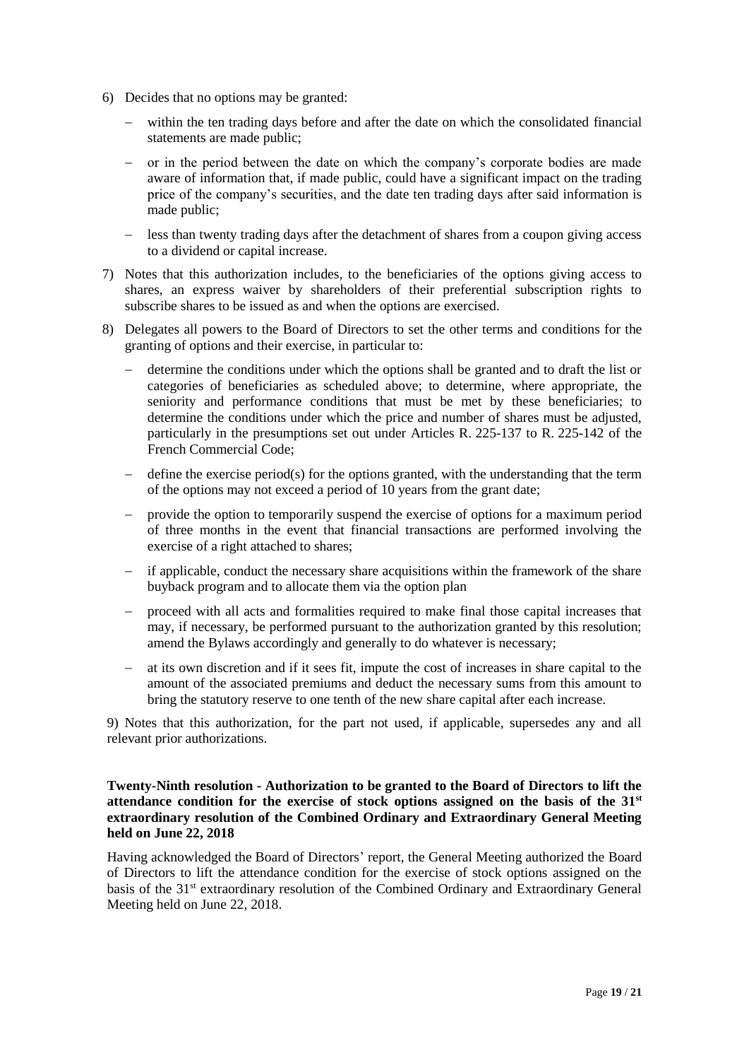6) Decides that no options may be granted:

   - within the ten trading days before and after the date on which the consolidated financial statements are made public;
   - or in the period between the date on which the company's corporate bodies are made aware of information that, if made public, could have a significant impact on the trading price of the company's securities, and the date ten trading days after said information is made public;
   - less than twenty trading days after the detachment of shares from a coupon giving access to a dividend or capital increase.

7) Notes that this authorization includes, to the beneficiaries of the options giving access to shares, an express waiver by shareholders of their preferential subscription rights to subscribe shares to be issued as and when the options are exercised.

8) Delegates all powers to the Board of Directors to set the other terms and conditions for the granting of options and their exercise, in particular to:

   - determine the conditions under which the options shall be granted and to draft the list or categories of beneficiaries as scheduled above; to determine, where appropriate, the seniority and performance conditions that must be met by these beneficiaries; to determine the conditions under which the price and number of shares must be adjusted, particularly in the presumptions set out under Articles R. 225-137 to R. 225-142 of the French Commercial Code;
   - define the exercise period(s) for the options granted, with the understanding that the term of the options may not exceed a period of 10 years from the grant date;
   - provide the option to temporarily suspend the exercise of options for a maximum period of three months in the event that financial transactions are performed involving the exercise of a right attached to shares;
   - if applicable, conduct the necessary share acquisitions within the framework of the share buyback program and to allocate them via the option plan
   - proceed with all acts and formalities required to make final those capital increases that may, if necessary, be performed pursuant to the authorization granted by this resolution; amend the Bylaws accordingly and generally to do whatever is necessary;
   - at its own discretion and if it sees fit, impute the cost of increases in share capital to the amount of the associated premiums and deduct the necessary sums from this amount to bring the statutory reserve to one tenth of the new share capital after each increase.

9) Notes that this authorization, for the part not used, if applicable, supersedes any and all relevant prior authorizations.

**Twenty-Ninth resolution - Authorization to be granted to the Board of Directors to lift the attendance condition for the exercise of stock options assigned on the basis of the 31st extraordinary resolution of the Combined Ordinary and Extraordinary General Meeting held on June 22, 2018**

Having acknowledged the Board of Directors' report, the General Meeting authorized the Board of Directors to lift the attendance condition for the exercise of stock options assigned on the basis of the 31st extraordinary resolution of the Combined Ordinary and Extraordinary General Meeting held on June 22, 2018.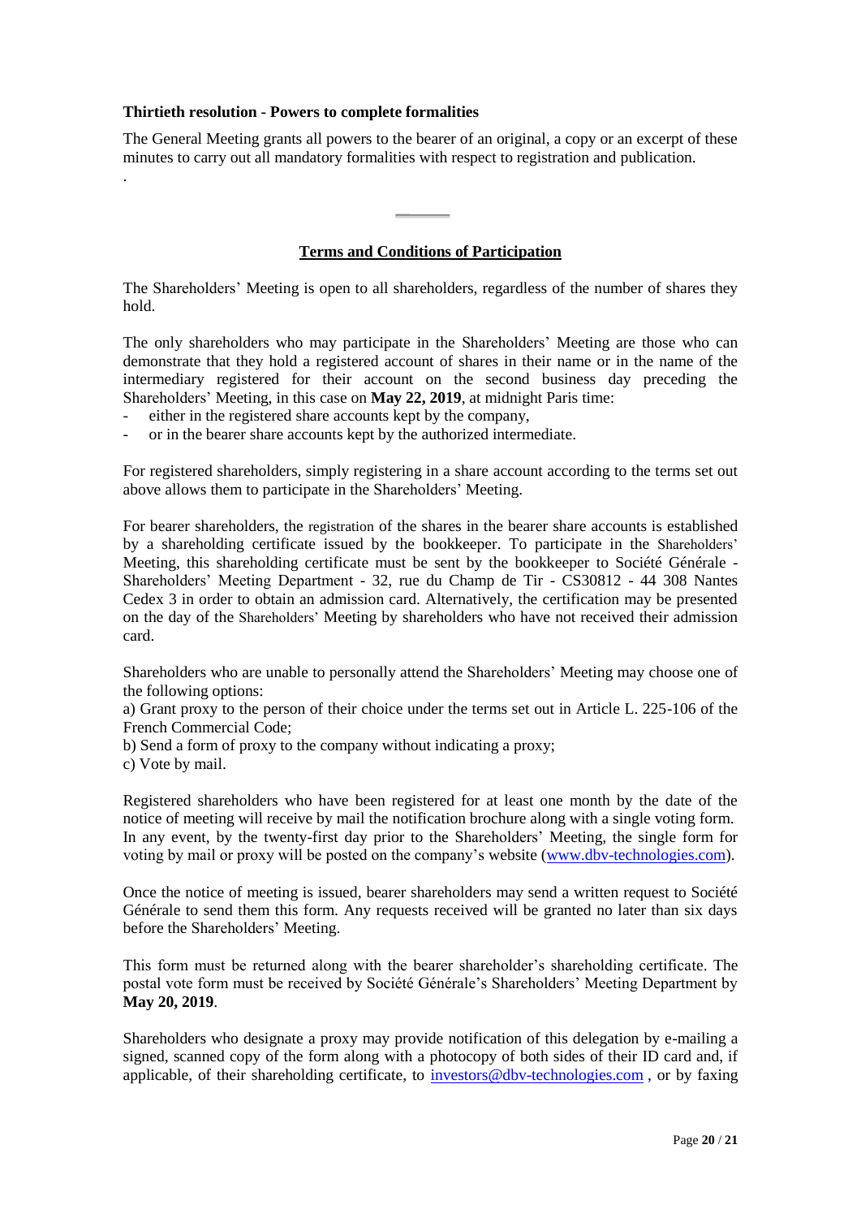**Thirtieth resolution - Powers to complete formalities**

The General Meeting grants all powers to the bearer of an original, a copy or an excerpt of these minutes to carry out all mandatory formalities with respect to registration and publication.

.

---

**Terms and Conditions of Participation**

The Shareholders' Meeting is open to all shareholders, regardless of the number of shares they hold.

The only shareholders who may participate in the Shareholders' Meeting are those who can demonstrate that they hold a registered account of shares in their name or in the name of the intermediary registered for their account on the second business day preceding the Shareholders' Meeting, in this case on **May 22, 2019**, at midnight Paris time:

- either in the registered share accounts kept by the company,
- or in the bearer share accounts kept by the authorized intermediate.

For registered shareholders, simply registering in a share account according to the terms set out above allows them to participate in the Shareholders' Meeting.

For bearer shareholders, the registration of the shares in the bearer share accounts is established by a shareholding certificate issued by the bookkeeper. To participate in the Shareholders' Meeting, this shareholding certificate must be sent by the bookkeeper to Société Générale - Shareholders' Meeting Department - 32, rue du Champ de Tir - CS30812 - 44 308 Nantes Cedex 3 in order to obtain an admission card. Alternatively, the certification may be presented on the day of the Shareholders' Meeting by shareholders who have not received their admission card.

Shareholders who are unable to personally attend the Shareholders' Meeting may choose one of the following options:

a) Grant proxy to the person of their choice under the terms set out in Article L. 225-106 of the French Commercial Code;
b) Send a form of proxy to the company without indicating a proxy;
c) Vote by mail.

Registered shareholders who have been registered for at least one month by the date of the notice of meeting will receive by mail the notification brochure along with a single voting form. In any event, by the twenty-first day prior to the Shareholders' Meeting, the single form for voting by mail or proxy will be posted on the company's website (www.dbv-technologies.com).

Once the notice of meeting is issued, bearer shareholders may send a written request to Société Générale to send them this form. Any requests received will be granted no later than six days before the Shareholders' Meeting.

This form must be returned along with the bearer shareholder's shareholding certificate. The postal vote form must be received by Société Générale's Shareholders' Meeting Department by **May 20, 2019**.

Shareholders who designate a proxy may provide notification of this delegation by e-mailing a signed, scanned copy of the form along with a photocopy of both sides of their ID card and, if applicable, of their shareholding certificate, to investors@dbv-technologies.com , or by faxing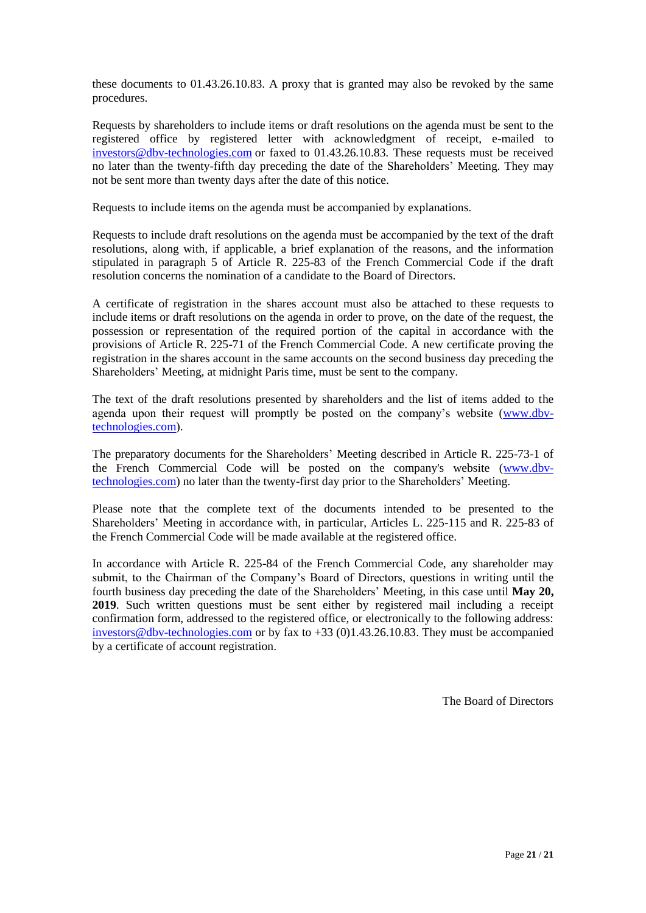these documents to 01.43.26.10.83. A proxy that is granted may also be revoked by the same procedures.

Requests by shareholders to include items or draft resolutions on the agenda must be sent to the registered office by registered letter with acknowledgment of receipt, e-mailed to investors@dbv-technologies.com or faxed to 01.43.26.10.83. These requests must be received no later than the twenty-fifth day preceding the date of the Shareholders' Meeting. They may not be sent more than twenty days after the date of this notice.

Requests to include items on the agenda must be accompanied by explanations.

Requests to include draft resolutions on the agenda must be accompanied by the text of the draft resolutions, along with, if applicable, a brief explanation of the reasons, and the information stipulated in paragraph 5 of Article R. 225-83 of the French Commercial Code if the draft resolution concerns the nomination of a candidate to the Board of Directors.

A certificate of registration in the shares account must also be attached to these requests to include items or draft resolutions on the agenda in order to prove, on the date of the request, the possession or representation of the required portion of the capital in accordance with the provisions of Article R. 225-71 of the French Commercial Code. A new certificate proving the registration in the shares account in the same accounts on the second business day preceding the Shareholders' Meeting, at midnight Paris time, must be sent to the company.

The text of the draft resolutions presented by shareholders and the list of items added to the agenda upon their request will promptly be posted on the company's website (www.dbv-technologies.com).

The preparatory documents for the Shareholders' Meeting described in Article R. 225-73-1 of the French Commercial Code will be posted on the company's website (www.dbv-technologies.com) no later than the twenty-first day prior to the Shareholders' Meeting.

Please note that the complete text of the documents intended to be presented to the Shareholders' Meeting in accordance with, in particular, Articles L. 225-115 and R. 225-83 of the French Commercial Code will be made available at the registered office.

In accordance with Article R. 225-84 of the French Commercial Code, any shareholder may submit, to the Chairman of the Company's Board of Directors, questions in writing until the fourth business day preceding the date of the Shareholders' Meeting, in this case until **May 20, 2019**. Such written questions must be sent either by registered mail including a receipt confirmation form, addressed to the registered office, or electronically to the following address: investors@dbv-technologies.com or by fax to +33 (0)1.43.26.10.83. They must be accompanied by a certificate of account registration.

The Board of Directors